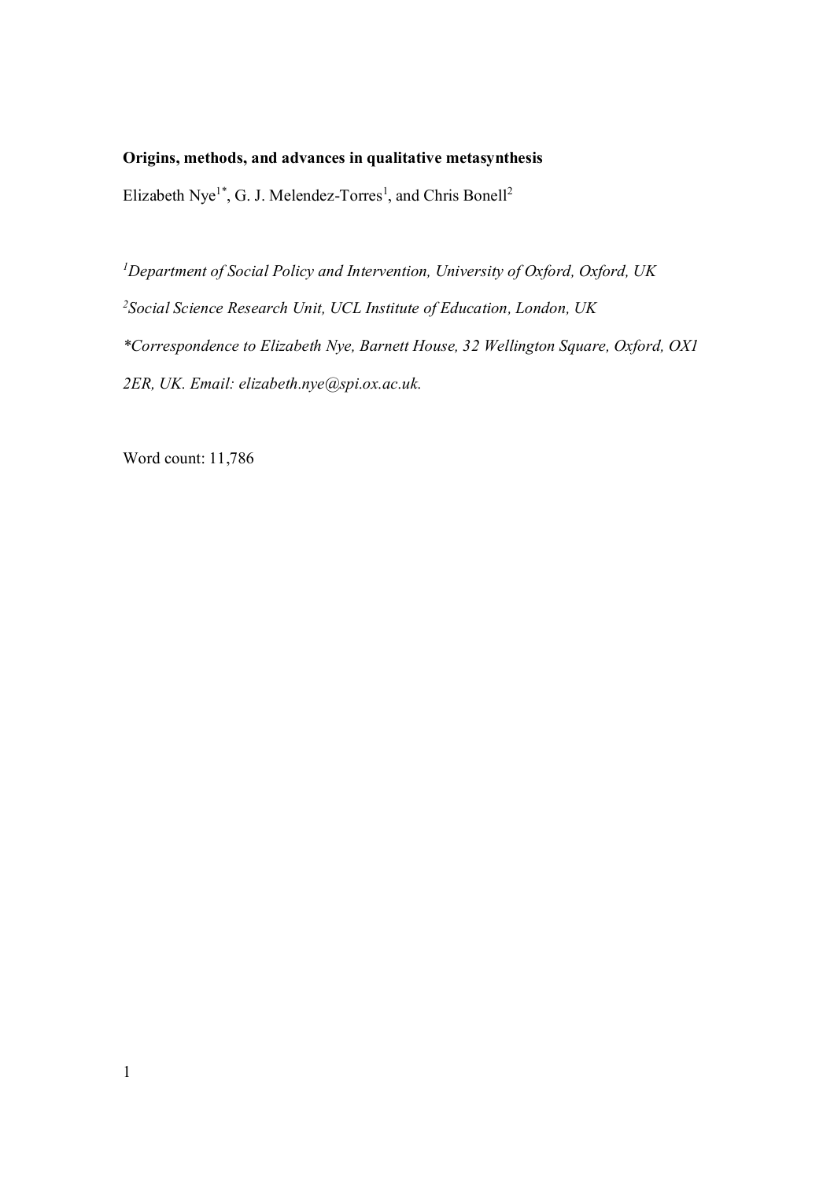**Origins, methods, and advances in qualitative metasynthesis**

Elizabeth Nye[1*], G. J. Melendez-Torres[1], and Chris Bonell[2]

*[1]Department of Social Policy and Intervention, University of Oxford, Oxford, UK*

*[2]Social Science Research Unit, UCL Institute of Education, London, UK*

*\*Correspondence to Elizabeth Nye, Barnett House, 32 Wellington Square, Oxford, OX1 2ER, UK. Email: elizabeth.nye@spi.ox.ac.uk.*

Word count: 11,786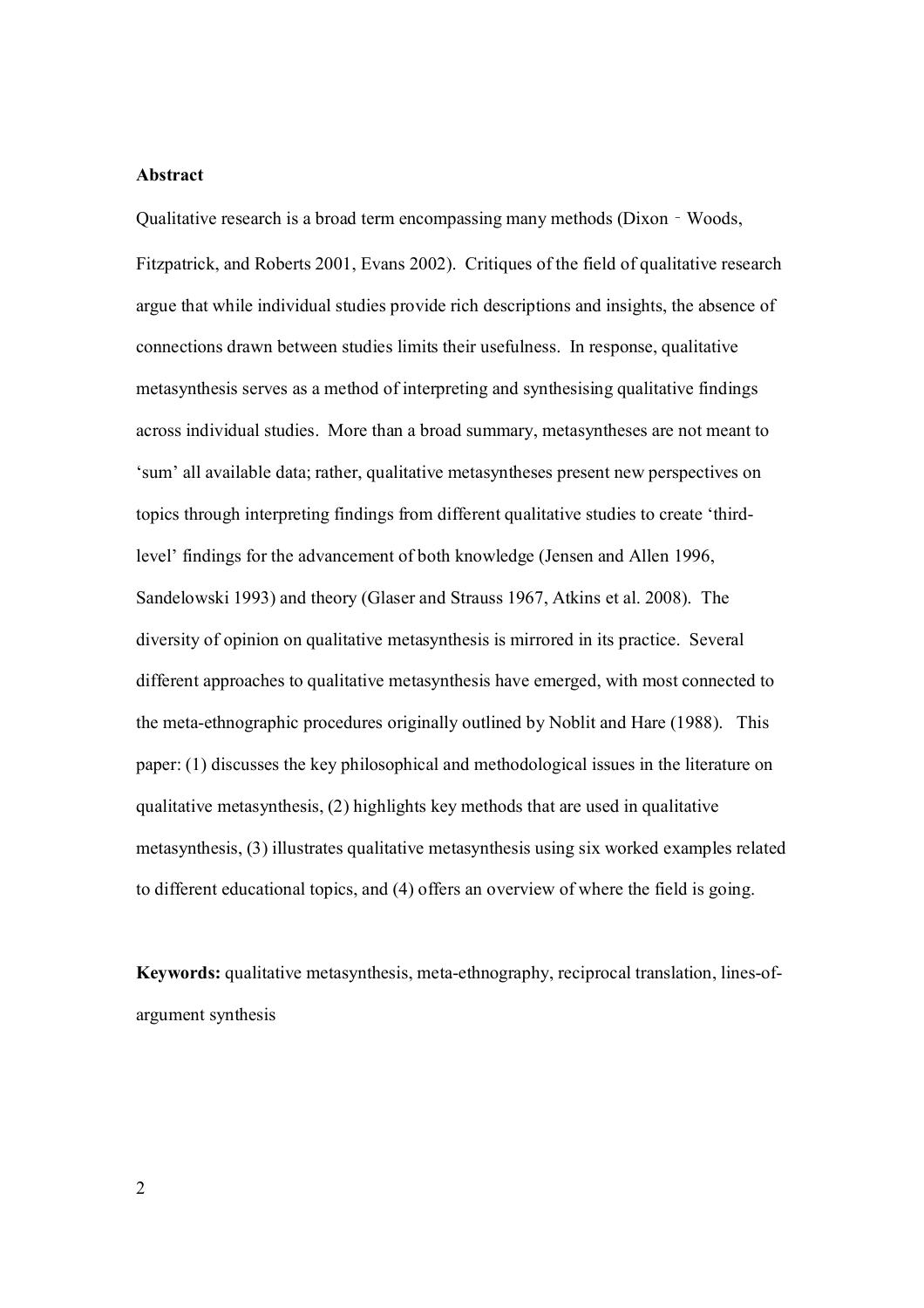**Abstract**

Qualitative research is a broad term encompassing many methods (Dixon‐Woods, Fitzpatrick, and Roberts 2001, Evans 2002). Critiques of the field of qualitative research argue that while individual studies provide rich descriptions and insights, the absence of connections drawn between studies limits their usefulness. In response, qualitative metasynthesis serves as a method of interpreting and synthesising qualitative findings across individual studies. More than a broad summary, metasyntheses are not meant to 'sum' all available data; rather, qualitative metasyntheses present new perspectives on topics through interpreting findings from different qualitative studies to create 'third-level' findings for the advancement of both knowledge (Jensen and Allen 1996, Sandelowski 1993) and theory (Glaser and Strauss 1967, Atkins et al. 2008). The diversity of opinion on qualitative metasynthesis is mirrored in its practice. Several different approaches to qualitative metasynthesis have emerged, with most connected to the meta-ethnographic procedures originally outlined by Noblit and Hare (1988). This paper: (1) discusses the key philosophical and methodological issues in the literature on qualitative metasynthesis, (2) highlights key methods that are used in qualitative metasynthesis, (3) illustrates qualitative metasynthesis using six worked examples related to different educational topics, and (4) offers an overview of where the field is going.

**Keywords:** qualitative metasynthesis, meta-ethnography, reciprocal translation, lines-of-argument synthesis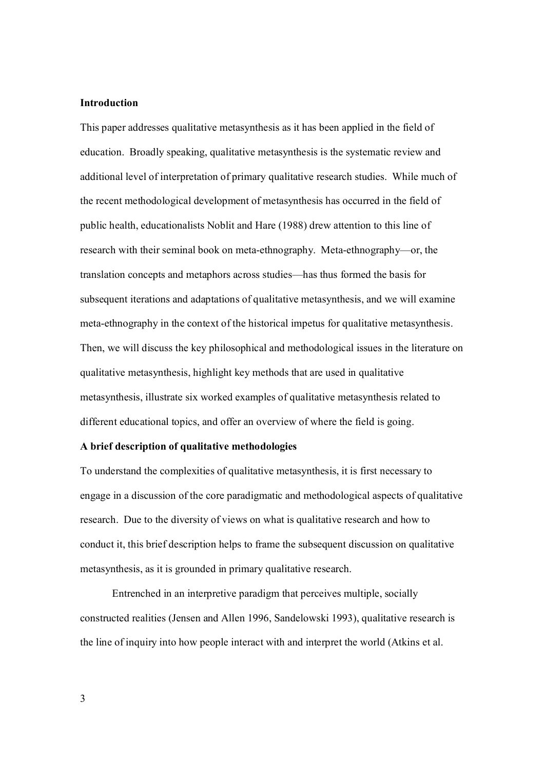**Introduction**

This paper addresses qualitative metasynthesis as it has been applied in the field of education. Broadly speaking, qualitative metasynthesis is the systematic review and additional level of interpretation of primary qualitative research studies. While much of the recent methodological development of metasynthesis has occurred in the field of public health, educationalists Noblit and Hare (1988) drew attention to this line of research with their seminal book on meta-ethnography. Meta-ethnography—or, the translation concepts and metaphors across studies—has thus formed the basis for subsequent iterations and adaptations of qualitative metasynthesis, and we will examine meta-ethnography in the context of the historical impetus for qualitative metasynthesis. Then, we will discuss the key philosophical and methodological issues in the literature on qualitative metasynthesis, highlight key methods that are used in qualitative metasynthesis, illustrate six worked examples of qualitative metasynthesis related to different educational topics, and offer an overview of where the field is going.

**A brief description of qualitative methodologies**

To understand the complexities of qualitative metasynthesis, it is first necessary to engage in a discussion of the core paradigmatic and methodological aspects of qualitative research. Due to the diversity of views on what is qualitative research and how to conduct it, this brief description helps to frame the subsequent discussion on qualitative metasynthesis, as it is grounded in primary qualitative research.

Entrenched in an interpretive paradigm that perceives multiple, socially constructed realities (Jensen and Allen 1996, Sandelowski 1993), qualitative research is the line of inquiry into how people interact with and interpret the world (Atkins et al.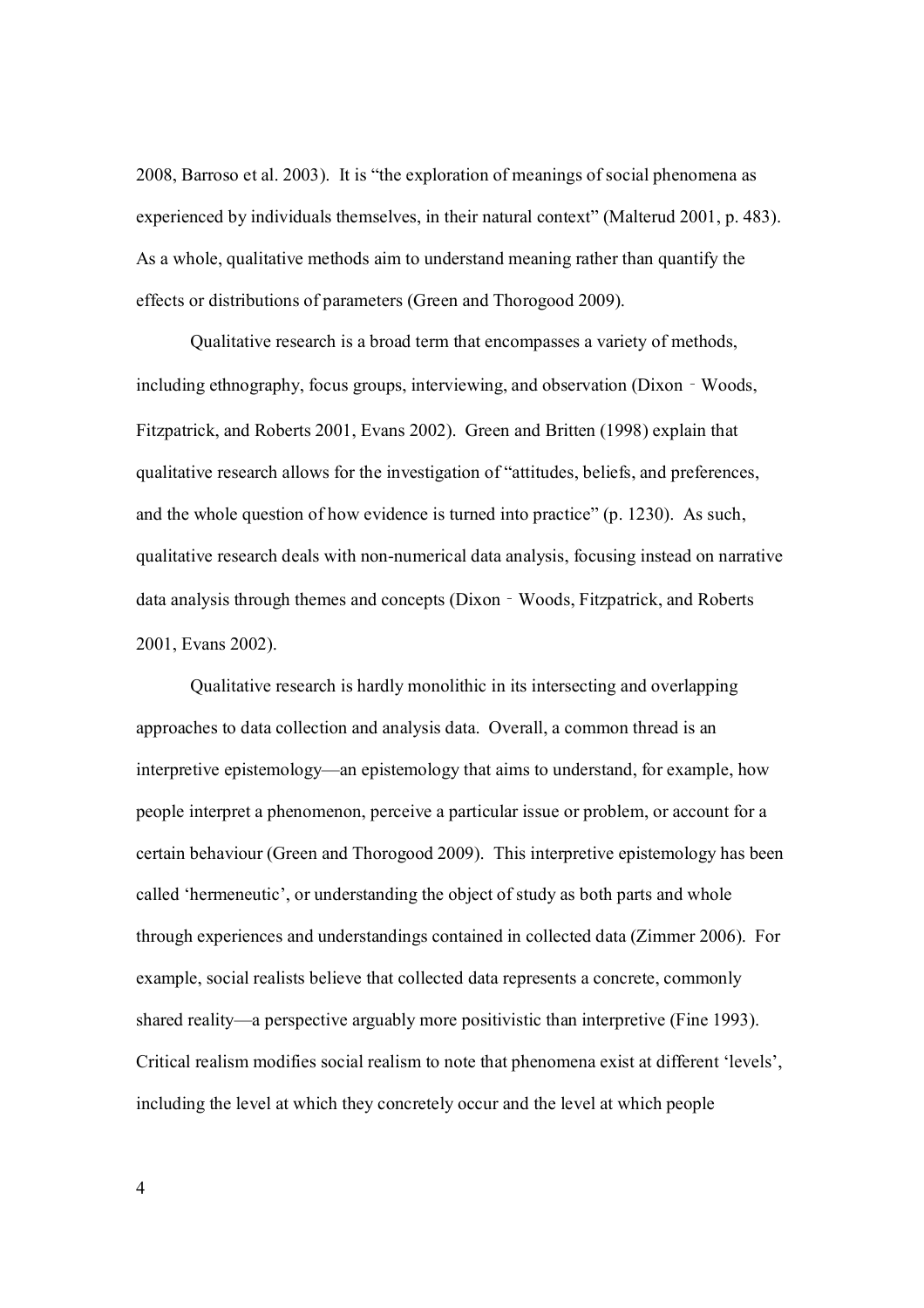2008, Barroso et al. 2003). It is "the exploration of meanings of social phenomena as experienced by individuals themselves, in their natural context" (Malterud 2001, p. 483). As a whole, qualitative methods aim to understand meaning rather than quantify the effects or distributions of parameters (Green and Thorogood 2009).

Qualitative research is a broad term that encompasses a variety of methods, including ethnography, focus groups, interviewing, and observation (Dixon‐Woods, Fitzpatrick, and Roberts 2001, Evans 2002). Green and Britten (1998) explain that qualitative research allows for the investigation of "attitudes, beliefs, and preferences, and the whole question of how evidence is turned into practice" (p. 1230). As such, qualitative research deals with non-numerical data analysis, focusing instead on narrative data analysis through themes and concepts (Dixon‐Woods, Fitzpatrick, and Roberts 2001, Evans 2002).

Qualitative research is hardly monolithic in its intersecting and overlapping approaches to data collection and analysis data. Overall, a common thread is an interpretive epistemology—an epistemology that aims to understand, for example, how people interpret a phenomenon, perceive a particular issue or problem, or account for a certain behaviour (Green and Thorogood 2009). This interpretive epistemology has been called 'hermeneutic', or understanding the object of study as both parts and whole through experiences and understandings contained in collected data (Zimmer 2006). For example, social realists believe that collected data represents a concrete, commonly shared reality—a perspective arguably more positivistic than interpretive (Fine 1993). Critical realism modifies social realism to note that phenomena exist at different 'levels', including the level at which they concretely occur and the level at which people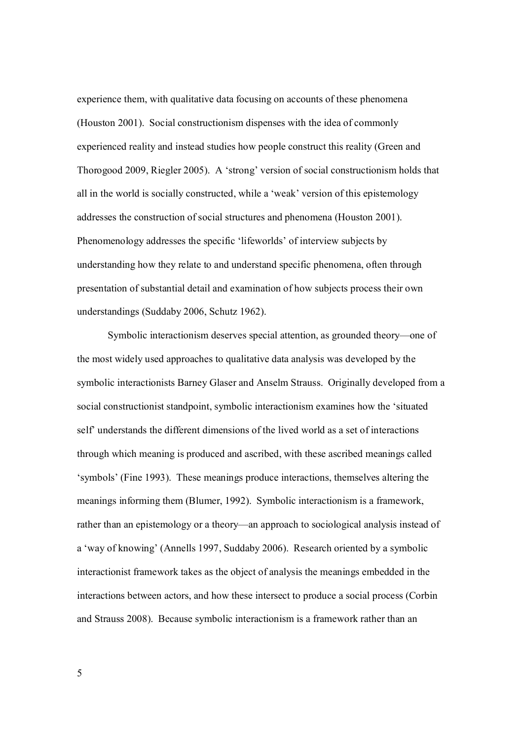experience them, with qualitative data focusing on accounts of these phenomena (Houston 2001). Social constructionism dispenses with the idea of commonly experienced reality and instead studies how people construct this reality (Green and Thorogood 2009, Riegler 2005). A 'strong' version of social constructionism holds that all in the world is socially constructed, while a 'weak' version of this epistemology addresses the construction of social structures and phenomena (Houston 2001). Phenomenology addresses the specific 'lifeworlds' of interview subjects by understanding how they relate to and understand specific phenomena, often through presentation of substantial detail and examination of how subjects process their own understandings (Suddaby 2006, Schutz 1962).

Symbolic interactionism deserves special attention, as grounded theory—one of the most widely used approaches to qualitative data analysis was developed by the symbolic interactionists Barney Glaser and Anselm Strauss. Originally developed from a social constructionist standpoint, symbolic interactionism examines how the 'situated self' understands the different dimensions of the lived world as a set of interactions through which meaning is produced and ascribed, with these ascribed meanings called 'symbols' (Fine 1993). These meanings produce interactions, themselves altering the meanings informing them (Blumer, 1992). Symbolic interactionism is a framework, rather than an epistemology or a theory—an approach to sociological analysis instead of a 'way of knowing' (Annells 1997, Suddaby 2006). Research oriented by a symbolic interactionist framework takes as the object of analysis the meanings embedded in the interactions between actors, and how these intersect to produce a social process (Corbin and Strauss 2008). Because symbolic interactionism is a framework rather than an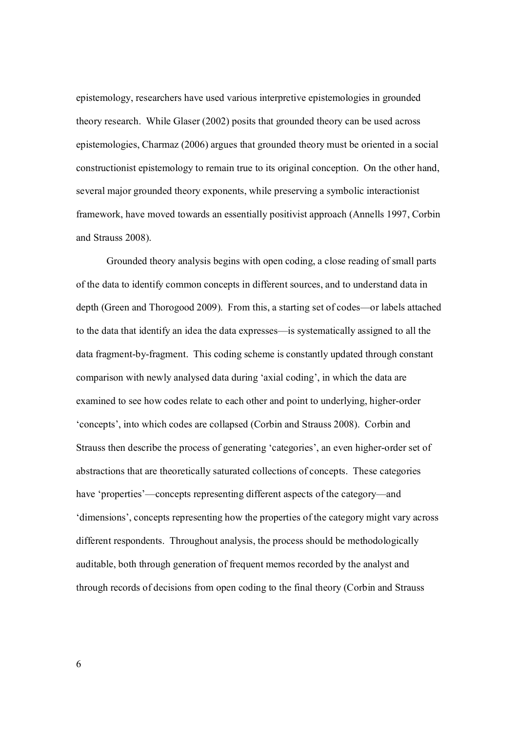epistemology, researchers have used various interpretive epistemologies in grounded theory research. While Glaser (2002) posits that grounded theory can be used across epistemologies, Charmaz (2006) argues that grounded theory must be oriented in a social constructionist epistemology to remain true to its original conception. On the other hand, several major grounded theory exponents, while preserving a symbolic interactionist framework, have moved towards an essentially positivist approach (Annells 1997, Corbin and Strauss 2008).

Grounded theory analysis begins with open coding, a close reading of small parts of the data to identify common concepts in different sources, and to understand data in depth (Green and Thorogood 2009). From this, a starting set of codes—or labels attached to the data that identify an idea the data expresses—is systematically assigned to all the data fragment-by-fragment. This coding scheme is constantly updated through constant comparison with newly analysed data during 'axial coding', in which the data are examined to see how codes relate to each other and point to underlying, higher-order 'concepts', into which codes are collapsed (Corbin and Strauss 2008). Corbin and Strauss then describe the process of generating 'categories', an even higher-order set of abstractions that are theoretically saturated collections of concepts. These categories have 'properties'—concepts representing different aspects of the category—and 'dimensions', concepts representing how the properties of the category might vary across different respondents. Throughout analysis, the process should be methodologically auditable, both through generation of frequent memos recorded by the analyst and through records of decisions from open coding to the final theory (Corbin and Strauss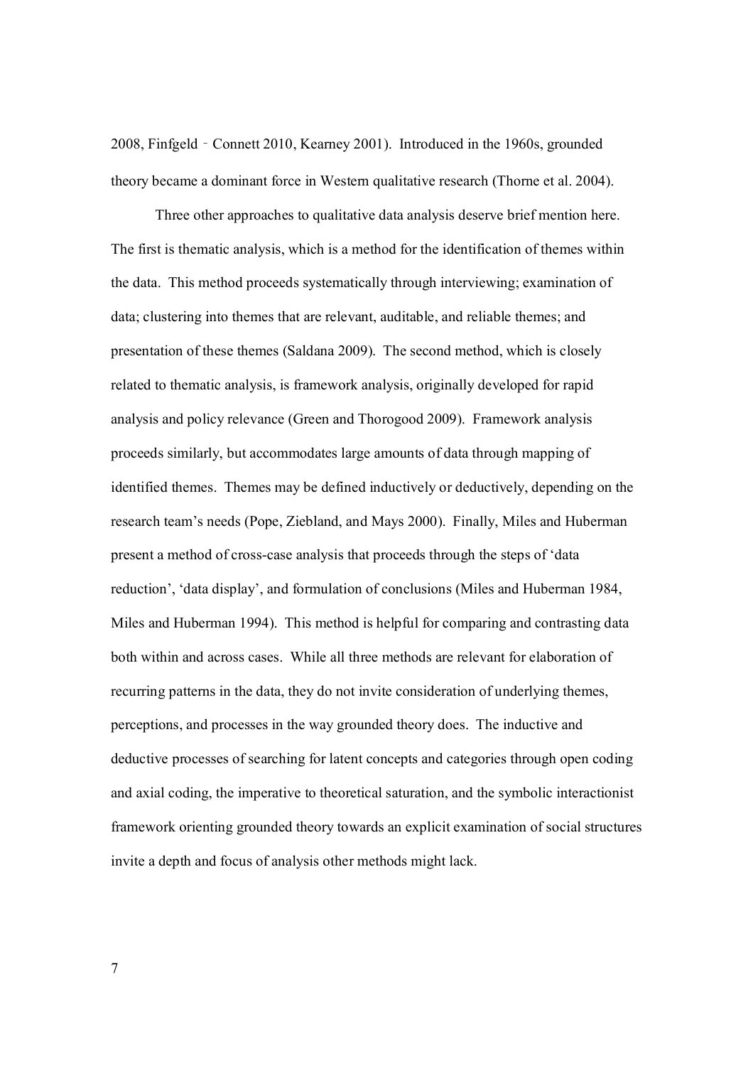2008, Finfgeld‐Connett 2010, Kearney 2001). Introduced in the 1960s, grounded theory became a dominant force in Western qualitative research (Thorne et al. 2004).

Three other approaches to qualitative data analysis deserve brief mention here. The first is thematic analysis, which is a method for the identification of themes within the data. This method proceeds systematically through interviewing; examination of data; clustering into themes that are relevant, auditable, and reliable themes; and presentation of these themes (Saldana 2009). The second method, which is closely related to thematic analysis, is framework analysis, originally developed for rapid analysis and policy relevance (Green and Thorogood 2009). Framework analysis proceeds similarly, but accommodates large amounts of data through mapping of identified themes. Themes may be defined inductively or deductively, depending on the research team's needs (Pope, Ziebland, and Mays 2000). Finally, Miles and Huberman present a method of cross-case analysis that proceeds through the steps of 'data reduction', 'data display', and formulation of conclusions (Miles and Huberman 1984, Miles and Huberman 1994). This method is helpful for comparing and contrasting data both within and across cases. While all three methods are relevant for elaboration of recurring patterns in the data, they do not invite consideration of underlying themes, perceptions, and processes in the way grounded theory does. The inductive and deductive processes of searching for latent concepts and categories through open coding and axial coding, the imperative to theoretical saturation, and the symbolic interactionist framework orienting grounded theory towards an explicit examination of social structures invite a depth and focus of analysis other methods might lack.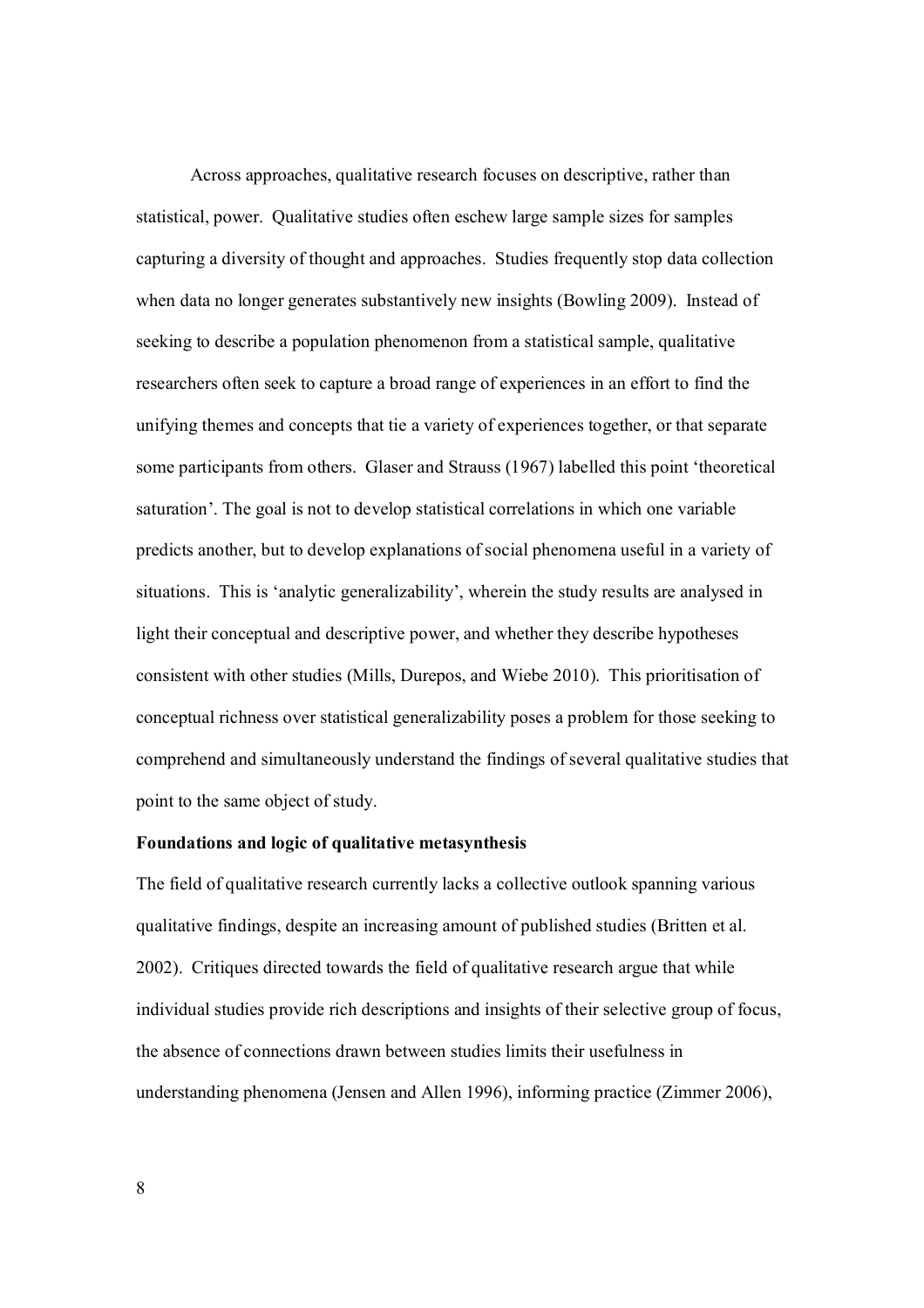Across approaches, qualitative research focuses on descriptive, rather than statistical, power. Qualitative studies often eschew large sample sizes for samples capturing a diversity of thought and approaches. Studies frequently stop data collection when data no longer generates substantively new insights (Bowling 2009). Instead of seeking to describe a population phenomenon from a statistical sample, qualitative researchers often seek to capture a broad range of experiences in an effort to find the unifying themes and concepts that tie a variety of experiences together, or that separate some participants from others. Glaser and Strauss (1967) labelled this point 'theoretical saturation'. The goal is not to develop statistical correlations in which one variable predicts another, but to develop explanations of social phenomena useful in a variety of situations. This is 'analytic generalizability', wherein the study results are analysed in light their conceptual and descriptive power, and whether they describe hypotheses consistent with other studies (Mills, Durepos, and Wiebe 2010). This prioritisation of conceptual richness over statistical generalizability poses a problem for those seeking to comprehend and simultaneously understand the findings of several qualitative studies that point to the same object of study.

**Foundations and logic of qualitative metasynthesis**

The field of qualitative research currently lacks a collective outlook spanning various qualitative findings, despite an increasing amount of published studies (Britten et al. 2002). Critiques directed towards the field of qualitative research argue that while individual studies provide rich descriptions and insights of their selective group of focus, the absence of connections drawn between studies limits their usefulness in understanding phenomena (Jensen and Allen 1996), informing practice (Zimmer 2006),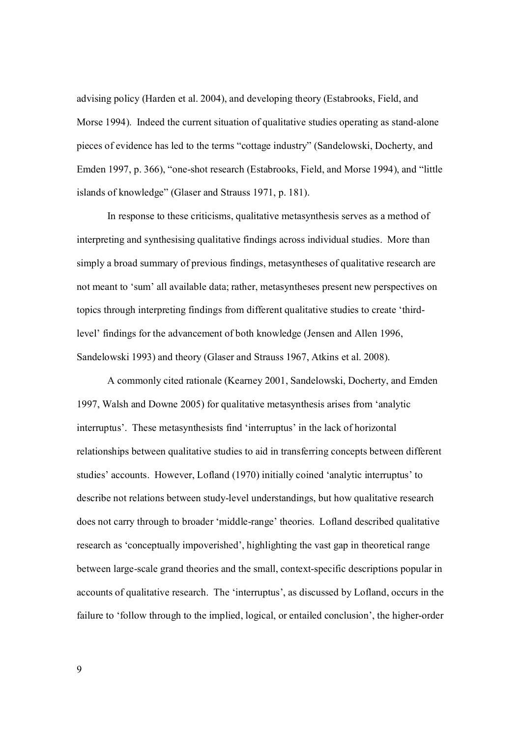advising policy (Harden et al. 2004), and developing theory (Estabrooks, Field, and Morse 1994). Indeed the current situation of qualitative studies operating as stand-alone pieces of evidence has led to the terms "cottage industry" (Sandelowski, Docherty, and Emden 1997, p. 366), "one-shot research (Estabrooks, Field, and Morse 1994), and "little islands of knowledge" (Glaser and Strauss 1971, p. 181).

In response to these criticisms, qualitative metasynthesis serves as a method of interpreting and synthesising qualitative findings across individual studies. More than simply a broad summary of previous findings, metasyntheses of qualitative research are not meant to 'sum' all available data; rather, metasyntheses present new perspectives on topics through interpreting findings from different qualitative studies to create 'third-level' findings for the advancement of both knowledge (Jensen and Allen 1996, Sandelowski 1993) and theory (Glaser and Strauss 1967, Atkins et al. 2008).

A commonly cited rationale (Kearney 2001, Sandelowski, Docherty, and Emden 1997, Walsh and Downe 2005) for qualitative metasynthesis arises from 'analytic interruptus'. These metasynthesists find 'interruptus' in the lack of horizontal relationships between qualitative studies to aid in transferring concepts between different studies' accounts. However, Lofland (1970) initially coined 'analytic interruptus' to describe not relations between study-level understandings, but how qualitative research does not carry through to broader 'middle-range' theories. Lofland described qualitative research as 'conceptually impoverished', highlighting the vast gap in theoretical range between large-scale grand theories and the small, context-specific descriptions popular in accounts of qualitative research. The 'interruptus', as discussed by Lofland, occurs in the failure to 'follow through to the implied, logical, or entailed conclusion', the higher-order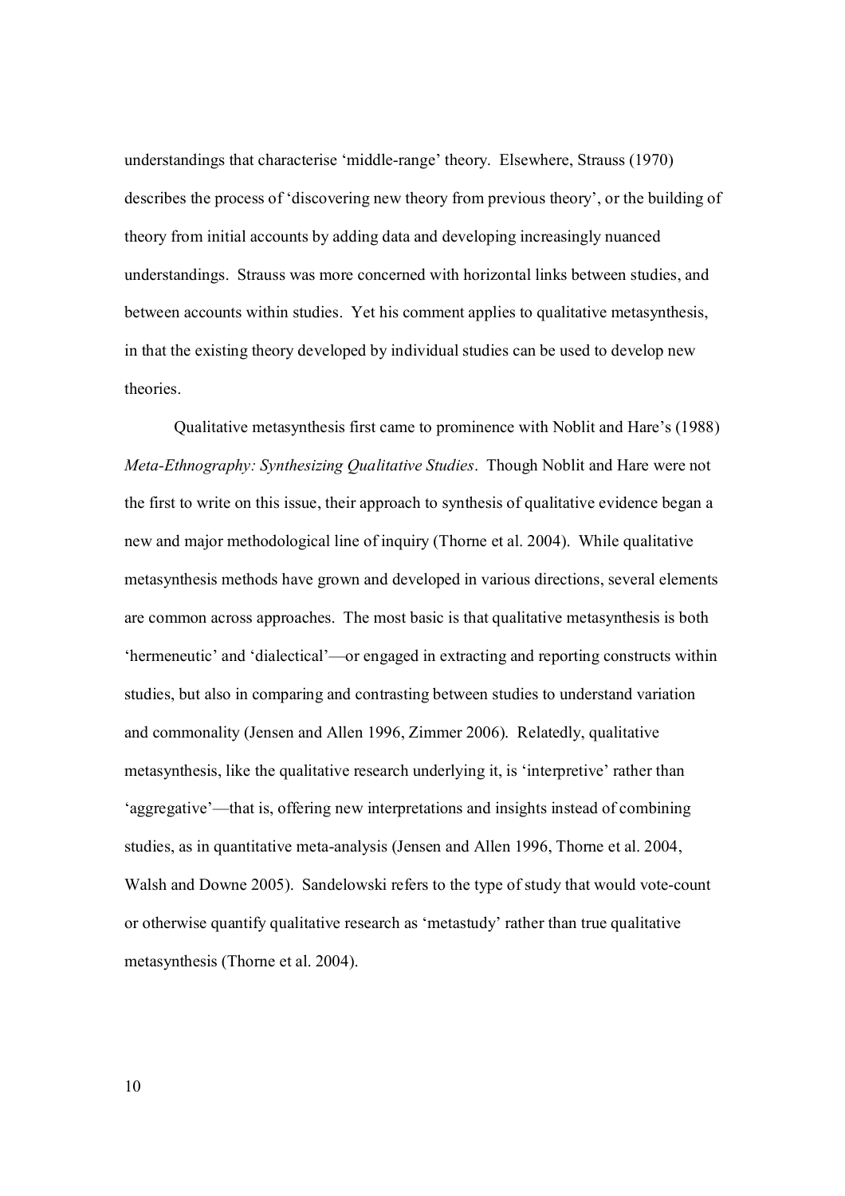understandings that characterise 'middle-range' theory. Elsewhere, Strauss (1970) describes the process of 'discovering new theory from previous theory', or the building of theory from initial accounts by adding data and developing increasingly nuanced understandings. Strauss was more concerned with horizontal links between studies, and between accounts within studies. Yet his comment applies to qualitative metasynthesis, in that the existing theory developed by individual studies can be used to develop new theories.

Qualitative metasynthesis first came to prominence with Noblit and Hare's (1988) *Meta-Ethnography: Synthesizing Qualitative Studies*. Though Noblit and Hare were not the first to write on this issue, their approach to synthesis of qualitative evidence began a new and major methodological line of inquiry (Thorne et al. 2004). While qualitative metasynthesis methods have grown and developed in various directions, several elements are common across approaches. The most basic is that qualitative metasynthesis is both 'hermeneutic' and 'dialectical'—or engaged in extracting and reporting constructs within studies, but also in comparing and contrasting between studies to understand variation and commonality (Jensen and Allen 1996, Zimmer 2006). Relatedly, qualitative metasynthesis, like the qualitative research underlying it, is 'interpretive' rather than 'aggregative'—that is, offering new interpretations and insights instead of combining studies, as in quantitative meta-analysis (Jensen and Allen 1996, Thorne et al. 2004, Walsh and Downe 2005). Sandelowski refers to the type of study that would vote-count or otherwise quantify qualitative research as 'metastudy' rather than true qualitative metasynthesis (Thorne et al. 2004).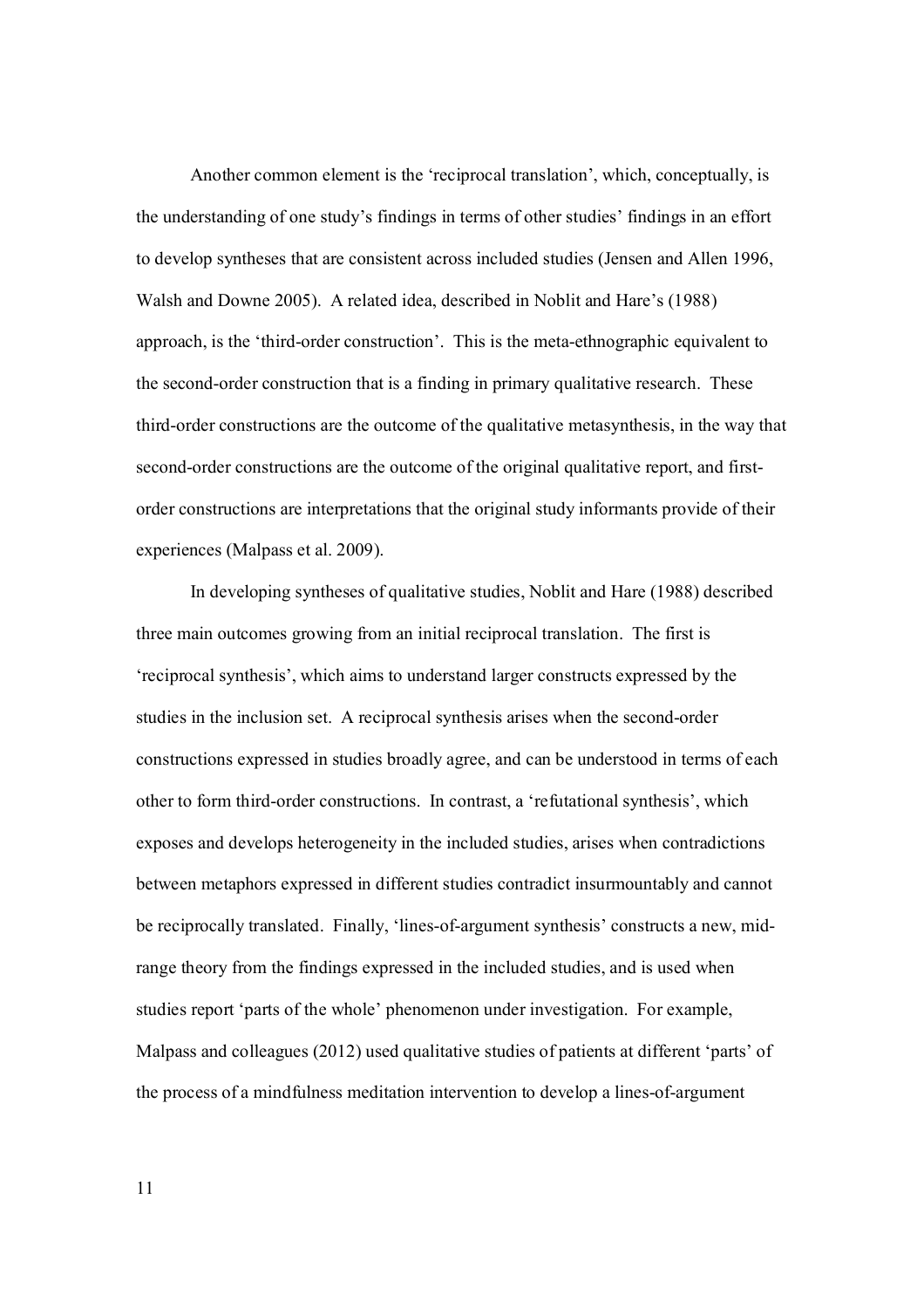Another common element is the 'reciprocal translation', which, conceptually, is the understanding of one study's findings in terms of other studies' findings in an effort to develop syntheses that are consistent across included studies (Jensen and Allen 1996, Walsh and Downe 2005). A related idea, described in Noblit and Hare's (1988) approach, is the 'third-order construction'. This is the meta-ethnographic equivalent to the second-order construction that is a finding in primary qualitative research. These third-order constructions are the outcome of the qualitative metasynthesis, in the way that second-order constructions are the outcome of the original qualitative report, and first-order constructions are interpretations that the original study informants provide of their experiences (Malpass et al. 2009).

In developing syntheses of qualitative studies, Noblit and Hare (1988) described three main outcomes growing from an initial reciprocal translation. The first is 'reciprocal synthesis', which aims to understand larger constructs expressed by the studies in the inclusion set. A reciprocal synthesis arises when the second-order constructions expressed in studies broadly agree, and can be understood in terms of each other to form third-order constructions. In contrast, a 'refutational synthesis', which exposes and develops heterogeneity in the included studies, arises when contradictions between metaphors expressed in different studies contradict insurmountably and cannot be reciprocally translated. Finally, 'lines-of-argument synthesis' constructs a new, mid-range theory from the findings expressed in the included studies, and is used when studies report 'parts of the whole' phenomenon under investigation. For example, Malpass and colleagues (2012) used qualitative studies of patients at different 'parts' of the process of a mindfulness meditation intervention to develop a lines-of-argument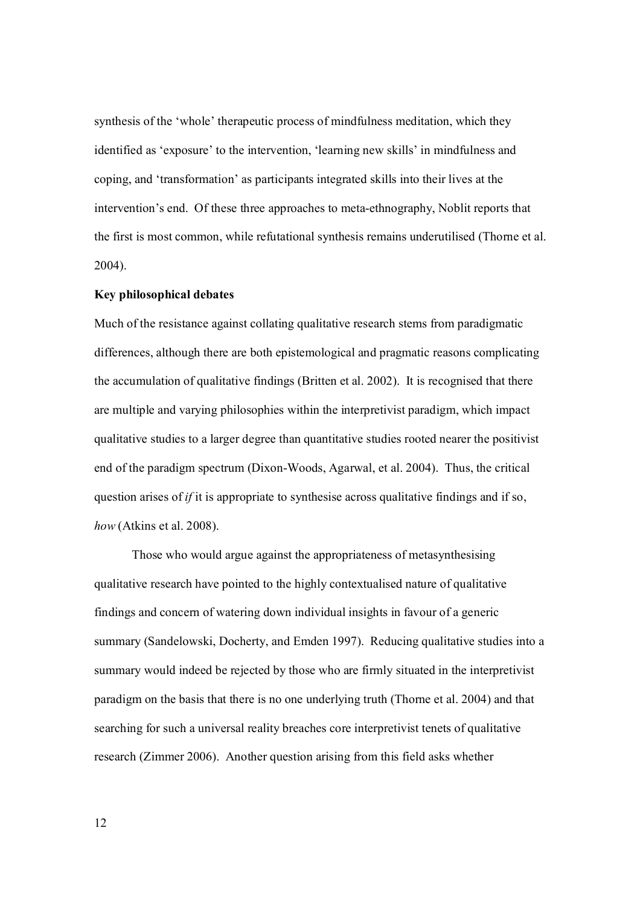synthesis of the 'whole' therapeutic process of mindfulness meditation, which they identified as 'exposure' to the intervention, 'learning new skills' in mindfulness and coping, and 'transformation' as participants integrated skills into their lives at the intervention's end. Of these three approaches to meta-ethnography, Noblit reports that the first is most common, while refutational synthesis remains underutilised (Thorne et al. 2004).

**Key philosophical debates**

Much of the resistance against collating qualitative research stems from paradigmatic differences, although there are both epistemological and pragmatic reasons complicating the accumulation of qualitative findings (Britten et al. 2002). It is recognised that there are multiple and varying philosophies within the interpretivist paradigm, which impact qualitative studies to a larger degree than quantitative studies rooted nearer the positivist end of the paradigm spectrum (Dixon-Woods, Agarwal, et al. 2004). Thus, the critical question arises of *if* it is appropriate to synthesise across qualitative findings and if so, *how* (Atkins et al. 2008).

Those who would argue against the appropriateness of metasynthesising qualitative research have pointed to the highly contextualised nature of qualitative findings and concern of watering down individual insights in favour of a generic summary (Sandelowski, Docherty, and Emden 1997). Reducing qualitative studies into a summary would indeed be rejected by those who are firmly situated in the interpretivist paradigm on the basis that there is no one underlying truth (Thorne et al. 2004) and that searching for such a universal reality breaches core interpretivist tenets of qualitative research (Zimmer 2006). Another question arising from this field asks whether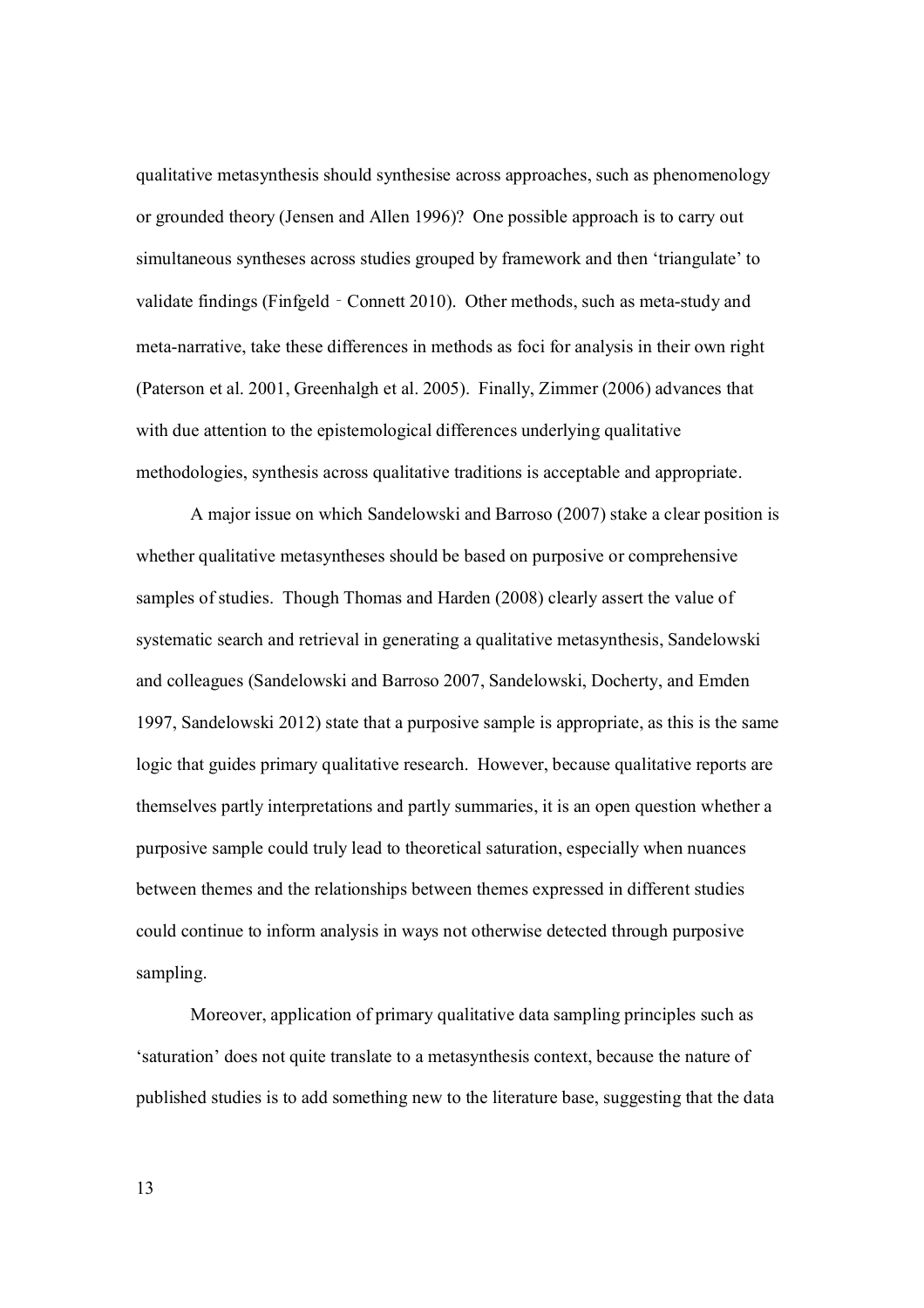qualitative metasynthesis should synthesise across approaches, such as phenomenology or grounded theory (Jensen and Allen 1996)? One possible approach is to carry out simultaneous syntheses across studies grouped by framework and then 'triangulate' to validate findings (Finfgeld‐Connett 2010). Other methods, such as meta-study and meta-narrative, take these differences in methods as foci for analysis in their own right (Paterson et al. 2001, Greenhalgh et al. 2005). Finally, Zimmer (2006) advances that with due attention to the epistemological differences underlying qualitative methodologies, synthesis across qualitative traditions is acceptable and appropriate.

A major issue on which Sandelowski and Barroso (2007) stake a clear position is whether qualitative metasyntheses should be based on purposive or comprehensive samples of studies. Though Thomas and Harden (2008) clearly assert the value of systematic search and retrieval in generating a qualitative metasynthesis, Sandelowski and colleagues (Sandelowski and Barroso 2007, Sandelowski, Docherty, and Emden 1997, Sandelowski 2012) state that a purposive sample is appropriate, as this is the same logic that guides primary qualitative research. However, because qualitative reports are themselves partly interpretations and partly summaries, it is an open question whether a purposive sample could truly lead to theoretical saturation, especially when nuances between themes and the relationships between themes expressed in different studies could continue to inform analysis in ways not otherwise detected through purposive sampling.

Moreover, application of primary qualitative data sampling principles such as 'saturation' does not quite translate to a metasynthesis context, because the nature of published studies is to add something new to the literature base, suggesting that the data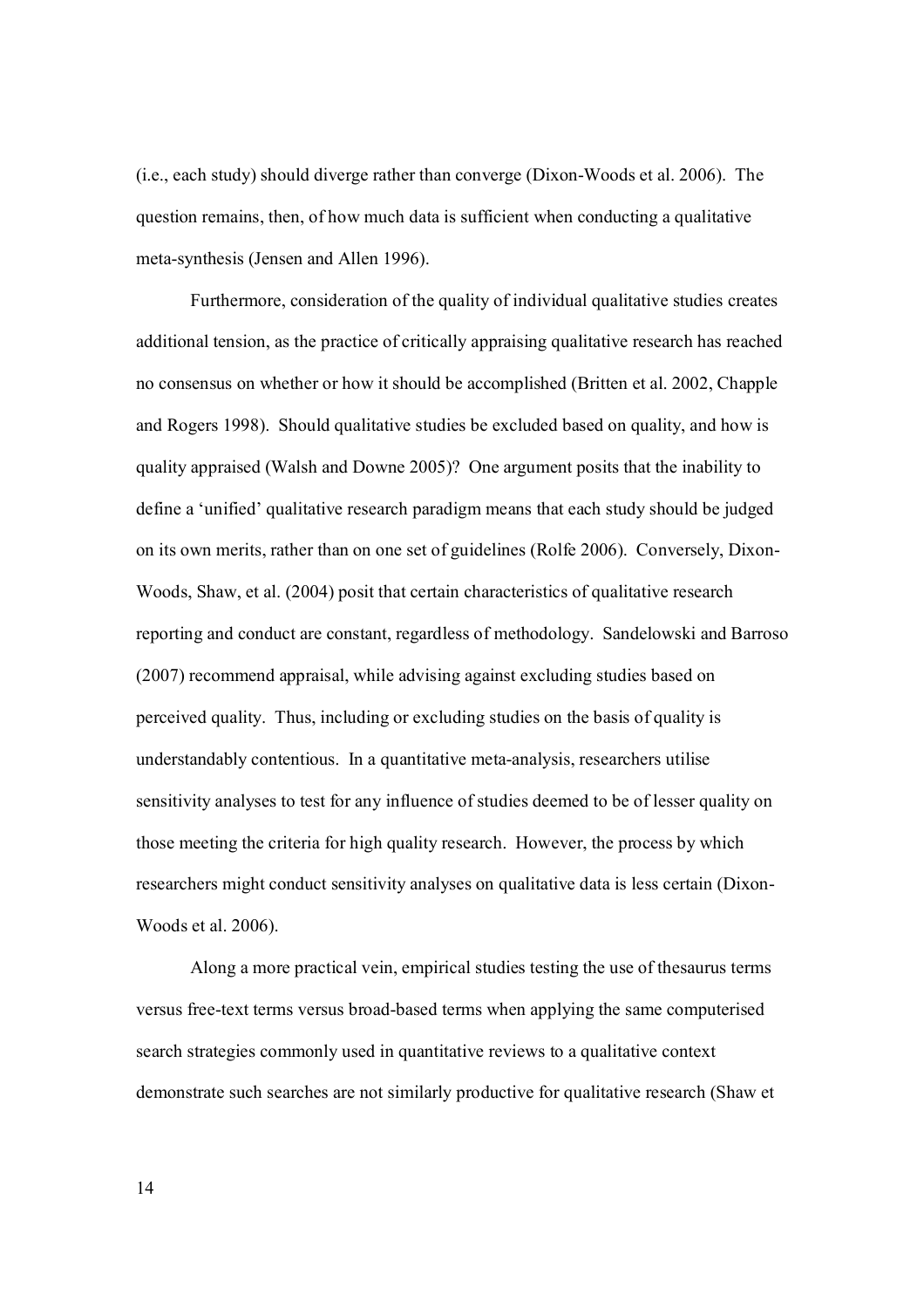(i.e., each study) should diverge rather than converge (Dixon-Woods et al. 2006). The question remains, then, of how much data is sufficient when conducting a qualitative meta-synthesis (Jensen and Allen 1996).

Furthermore, consideration of the quality of individual qualitative studies creates additional tension, as the practice of critically appraising qualitative research has reached no consensus on whether or how it should be accomplished (Britten et al. 2002, Chapple and Rogers 1998). Should qualitative studies be excluded based on quality, and how is quality appraised (Walsh and Downe 2005)? One argument posits that the inability to define a 'unified' qualitative research paradigm means that each study should be judged on its own merits, rather than on one set of guidelines (Rolfe 2006). Conversely, Dixon-Woods, Shaw, et al. (2004) posit that certain characteristics of qualitative research reporting and conduct are constant, regardless of methodology. Sandelowski and Barroso (2007) recommend appraisal, while advising against excluding studies based on perceived quality. Thus, including or excluding studies on the basis of quality is understandably contentious. In a quantitative meta-analysis, researchers utilise sensitivity analyses to test for any influence of studies deemed to be of lesser quality on those meeting the criteria for high quality research. However, the process by which researchers might conduct sensitivity analyses on qualitative data is less certain (Dixon-Woods et al. 2006).

Along a more practical vein, empirical studies testing the use of thesaurus terms versus free-text terms versus broad-based terms when applying the same computerised search strategies commonly used in quantitative reviews to a qualitative context demonstrate such searches are not similarly productive for qualitative research (Shaw et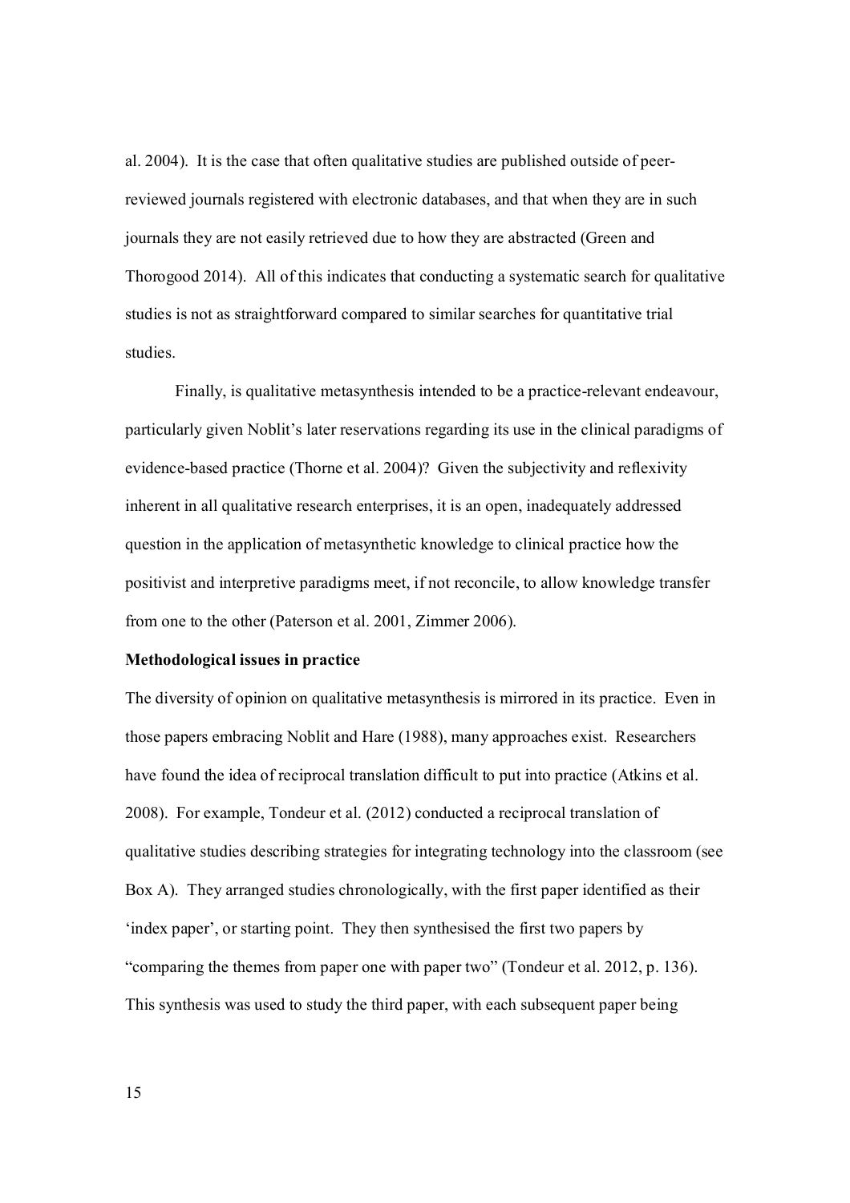al. 2004). It is the case that often qualitative studies are published outside of peer-reviewed journals registered with electronic databases, and that when they are in such journals they are not easily retrieved due to how they are abstracted (Green and Thorogood 2014). All of this indicates that conducting a systematic search for qualitative studies is not as straightforward compared to similar searches for quantitative trial studies.

Finally, is qualitative metasynthesis intended to be a practice-relevant endeavour, particularly given Noblit's later reservations regarding its use in the clinical paradigms of evidence-based practice (Thorne et al. 2004)? Given the subjectivity and reflexivity inherent in all qualitative research enterprises, it is an open, inadequately addressed question in the application of metasynthetic knowledge to clinical practice how the positivist and interpretive paradigms meet, if not reconcile, to allow knowledge transfer from one to the other (Paterson et al. 2001, Zimmer 2006).

**Methodological issues in practice**

The diversity of opinion on qualitative metasynthesis is mirrored in its practice. Even in those papers embracing Noblit and Hare (1988), many approaches exist. Researchers have found the idea of reciprocal translation difficult to put into practice (Atkins et al. 2008). For example, Tondeur et al. (2012) conducted a reciprocal translation of qualitative studies describing strategies for integrating technology into the classroom (see Box A). They arranged studies chronologically, with the first paper identified as their 'index paper', or starting point. They then synthesised the first two papers by "comparing the themes from paper one with paper two" (Tondeur et al. 2012, p. 136). This synthesis was used to study the third paper, with each subsequent paper being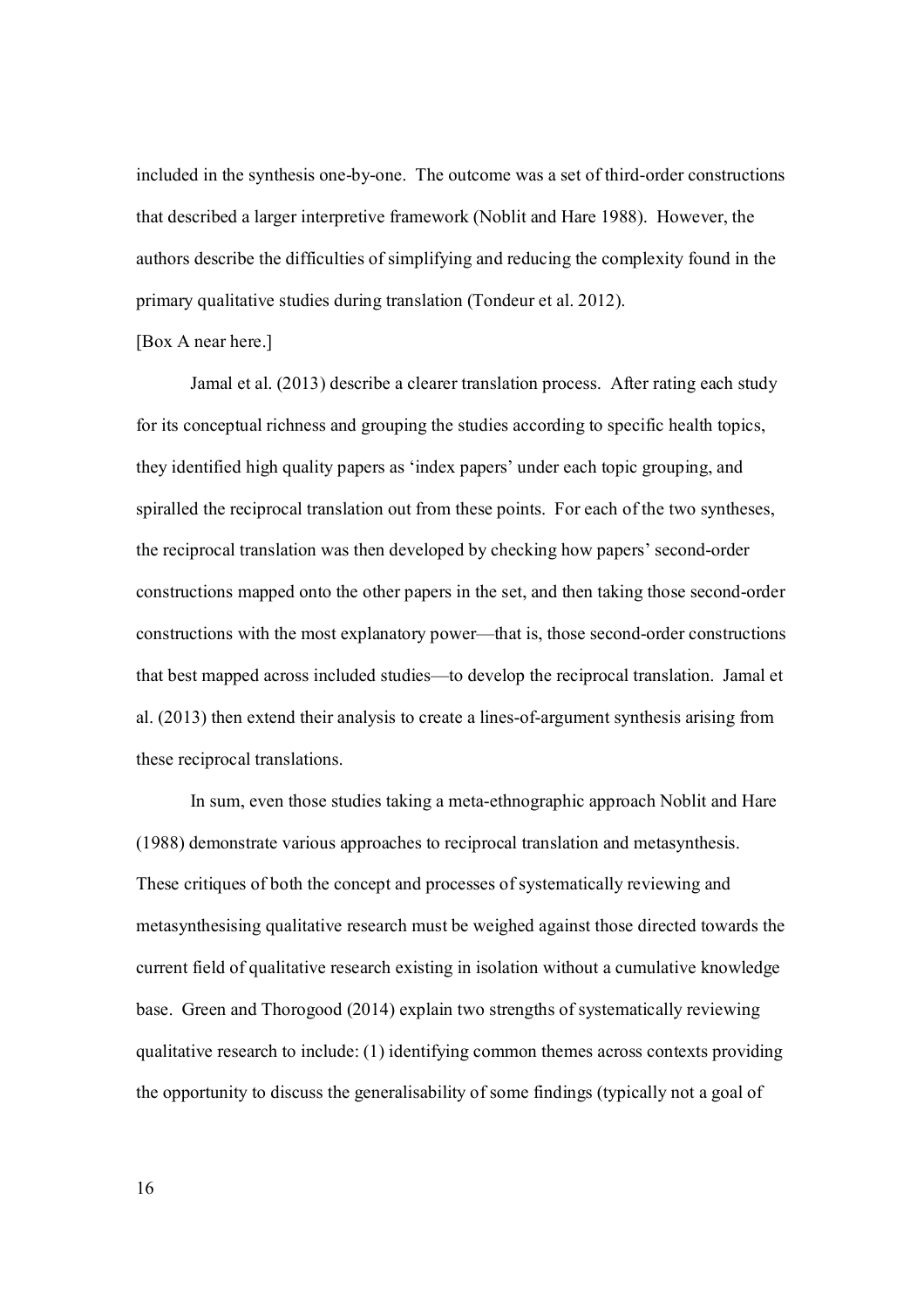included in the synthesis one-by-one. The outcome was a set of third-order constructions that described a larger interpretive framework (Noblit and Hare 1988). However, the authors describe the difficulties of simplifying and reducing the complexity found in the primary qualitative studies during translation (Tondeur et al. 2012).

[Box A near here.]

Jamal et al. (2013) describe a clearer translation process. After rating each study for its conceptual richness and grouping the studies according to specific health topics, they identified high quality papers as 'index papers' under each topic grouping, and spiralled the reciprocal translation out from these points. For each of the two syntheses, the reciprocal translation was then developed by checking how papers' second-order constructions mapped onto the other papers in the set, and then taking those second-order constructions with the most explanatory power—that is, those second-order constructions that best mapped across included studies—to develop the reciprocal translation. Jamal et al. (2013) then extend their analysis to create a lines-of-argument synthesis arising from these reciprocal translations.

In sum, even those studies taking a meta-ethnographic approach Noblit and Hare (1988) demonstrate various approaches to reciprocal translation and metasynthesis. These critiques of both the concept and processes of systematically reviewing and metasynthesising qualitative research must be weighed against those directed towards the current field of qualitative research existing in isolation without a cumulative knowledge base. Green and Thorogood (2014) explain two strengths of systematically reviewing qualitative research to include: (1) identifying common themes across contexts providing the opportunity to discuss the generalisability of some findings (typically not a goal of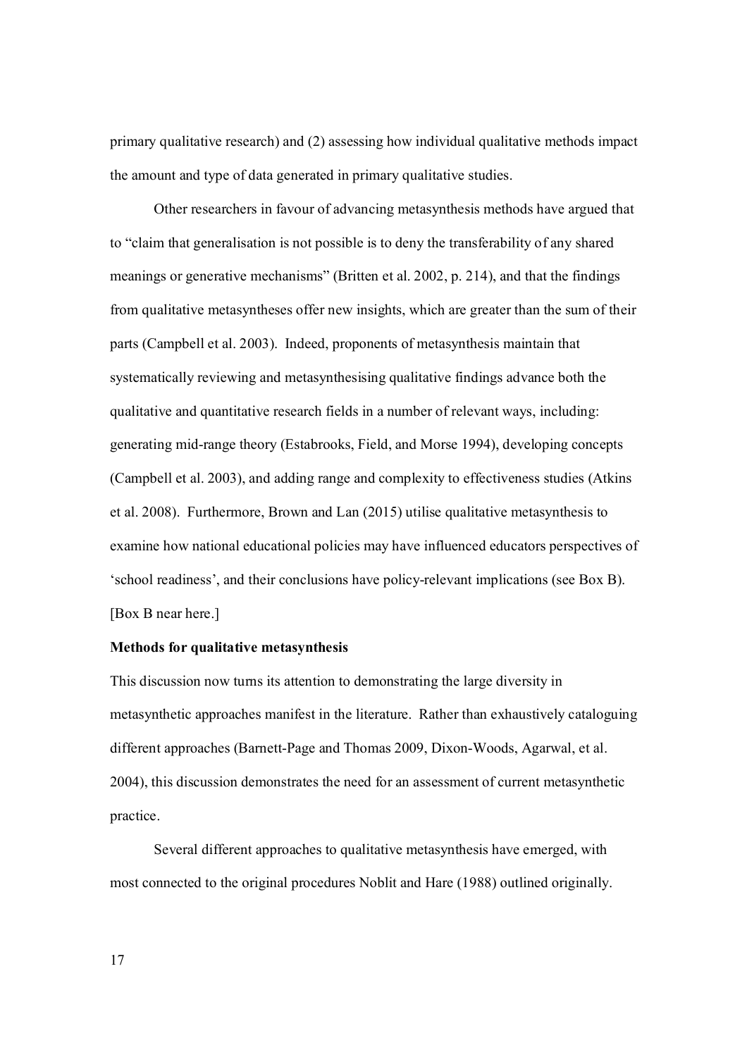primary qualitative research) and (2) assessing how individual qualitative methods impact the amount and type of data generated in primary qualitative studies.

Other researchers in favour of advancing metasynthesis methods have argued that to "claim that generalisation is not possible is to deny the transferability of any shared meanings or generative mechanisms" (Britten et al. 2002, p. 214), and that the findings from qualitative metasyntheses offer new insights, which are greater than the sum of their parts (Campbell et al. 2003). Indeed, proponents of metasynthesis maintain that systematically reviewing and metasynthesising qualitative findings advance both the qualitative and quantitative research fields in a number of relevant ways, including: generating mid-range theory (Estabrooks, Field, and Morse 1994), developing concepts (Campbell et al. 2003), and adding range and complexity to effectiveness studies (Atkins et al. 2008). Furthermore, Brown and Lan (2015) utilise qualitative metasynthesis to examine how national educational policies may have influenced educators perspectives of 'school readiness', and their conclusions have policy-relevant implications (see Box B). [Box B near here.]

**Methods for qualitative metasynthesis**

This discussion now turns its attention to demonstrating the large diversity in metasynthetic approaches manifest in the literature. Rather than exhaustively cataloguing different approaches (Barnett-Page and Thomas 2009, Dixon-Woods, Agarwal, et al. 2004), this discussion demonstrates the need for an assessment of current metasynthetic practice.

Several different approaches to qualitative metasynthesis have emerged, with most connected to the original procedures Noblit and Hare (1988) outlined originally.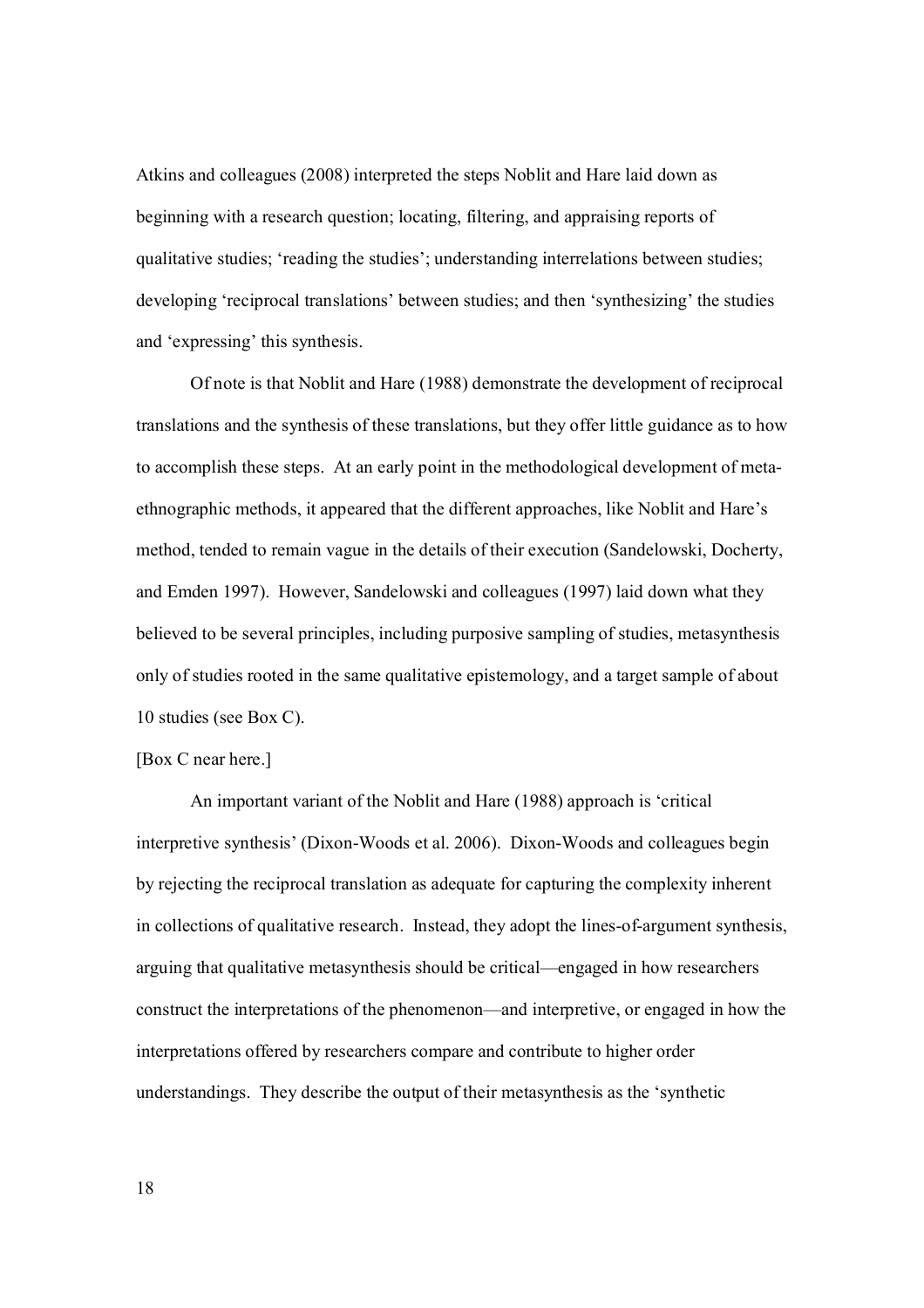Atkins and colleagues (2008) interpreted the steps Noblit and Hare laid down as beginning with a research question; locating, filtering, and appraising reports of qualitative studies; 'reading the studies'; understanding interrelations between studies; developing 'reciprocal translations' between studies; and then 'synthesizing' the studies and 'expressing' this synthesis.

Of note is that Noblit and Hare (1988) demonstrate the development of reciprocal translations and the synthesis of these translations, but they offer little guidance as to how to accomplish these steps. At an early point in the methodological development of meta-ethnographic methods, it appeared that the different approaches, like Noblit and Hare's method, tended to remain vague in the details of their execution (Sandelowski, Docherty, and Emden 1997). However, Sandelowski and colleagues (1997) laid down what they believed to be several principles, including purposive sampling of studies, metasynthesis only of studies rooted in the same qualitative epistemology, and a target sample of about 10 studies (see Box C).

[Box C near here.]

An important variant of the Noblit and Hare (1988) approach is 'critical interpretive synthesis' (Dixon-Woods et al. 2006). Dixon-Woods and colleagues begin by rejecting the reciprocal translation as adequate for capturing the complexity inherent in collections of qualitative research. Instead, they adopt the lines-of-argument synthesis, arguing that qualitative metasynthesis should be critical—engaged in how researchers construct the interpretations of the phenomenon—and interpretive, or engaged in how the interpretations offered by researchers compare and contribute to higher order understandings. They describe the output of their metasynthesis as the 'synthetic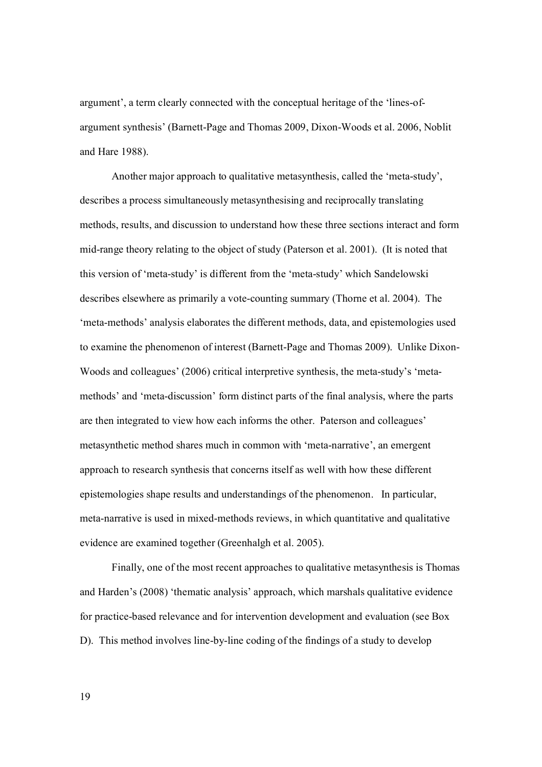argument', a term clearly connected with the conceptual heritage of the 'lines-of-argument synthesis' (Barnett-Page and Thomas 2009, Dixon-Woods et al. 2006, Noblit and Hare 1988).

Another major approach to qualitative metasynthesis, called the 'meta-study', describes a process simultaneously metasynthesising and reciprocally translating methods, results, and discussion to understand how these three sections interact and form mid-range theory relating to the object of study (Paterson et al. 2001). (It is noted that this version of 'meta-study' is different from the 'meta-study' which Sandelowski describes elsewhere as primarily a vote-counting summary (Thorne et al. 2004). The 'meta-methods' analysis elaborates the different methods, data, and epistemologies used to examine the phenomenon of interest (Barnett-Page and Thomas 2009). Unlike Dixon-Woods and colleagues' (2006) critical interpretive synthesis, the meta-study's 'meta-methods' and 'meta-discussion' form distinct parts of the final analysis, where the parts are then integrated to view how each informs the other. Paterson and colleagues' metasynthetic method shares much in common with 'meta-narrative', an emergent approach to research synthesis that concerns itself as well with how these different epistemologies shape results and understandings of the phenomenon. In particular, meta-narrative is used in mixed-methods reviews, in which quantitative and qualitative evidence are examined together (Greenhalgh et al. 2005).

Finally, one of the most recent approaches to qualitative metasynthesis is Thomas and Harden's (2008) 'thematic analysis' approach, which marshals qualitative evidence for practice-based relevance and for intervention development and evaluation (see Box D). This method involves line-by-line coding of the findings of a study to develop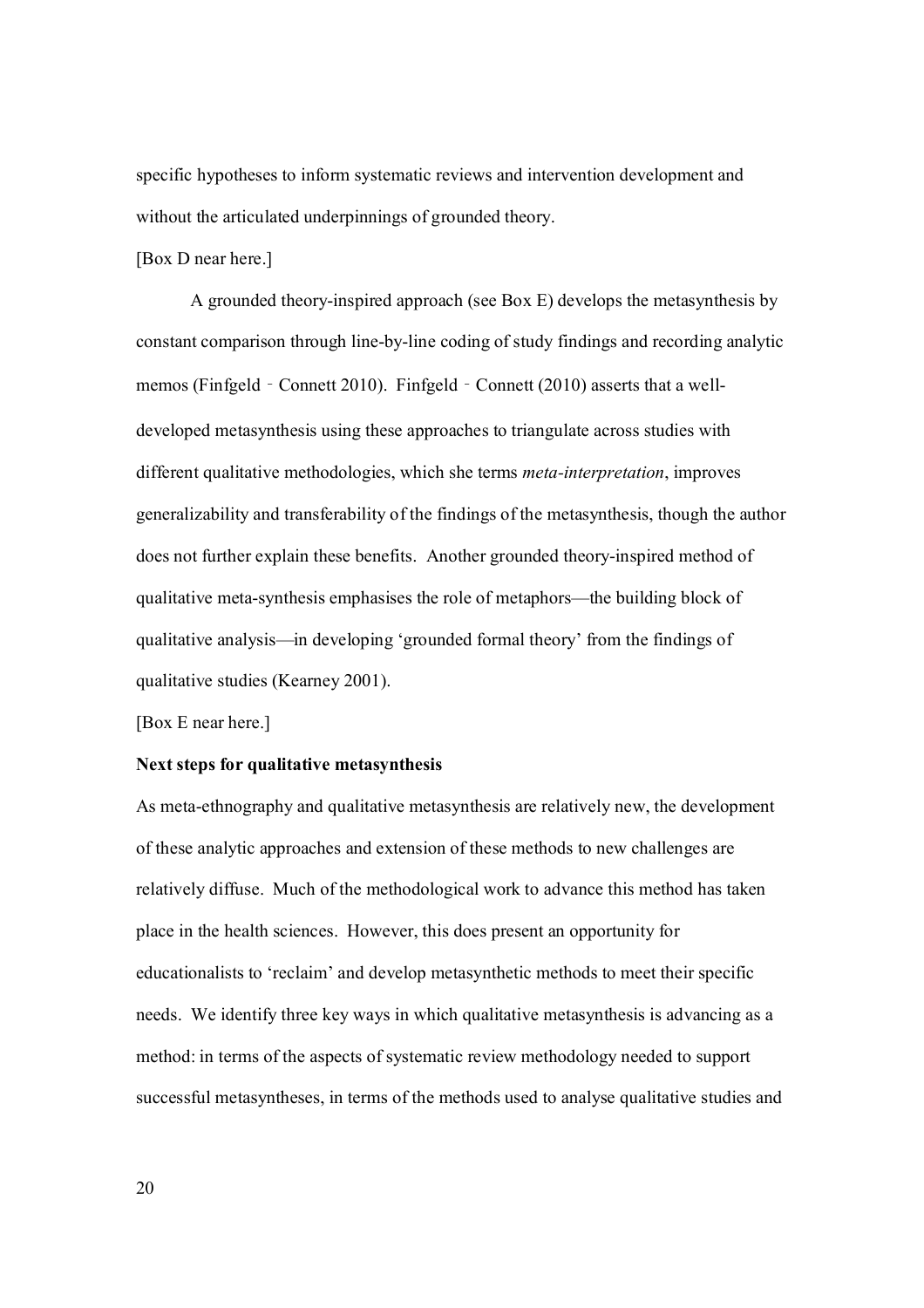specific hypotheses to inform systematic reviews and intervention development and without the articulated underpinnings of grounded theory.

[Box D near here.]

A grounded theory-inspired approach (see Box E) develops the metasynthesis by constant comparison through line-by-line coding of study findings and recording analytic memos (Finfgeld‐Connett 2010). Finfgeld‐Connett (2010) asserts that a well-developed metasynthesis using these approaches to triangulate across studies with different qualitative methodologies, which she terms *meta-interpretation*, improves generalizability and transferability of the findings of the metasynthesis, though the author does not further explain these benefits. Another grounded theory-inspired method of qualitative meta-synthesis emphasises the role of metaphors—the building block of qualitative analysis—in developing 'grounded formal theory' from the findings of qualitative studies (Kearney 2001).

[Box E near here.]

**Next steps for qualitative metasynthesis**

As meta-ethnography and qualitative metasynthesis are relatively new, the development of these analytic approaches and extension of these methods to new challenges are relatively diffuse. Much of the methodological work to advance this method has taken place in the health sciences. However, this does present an opportunity for educationalists to 'reclaim' and develop metasynthetic methods to meet their specific needs. We identify three key ways in which qualitative metasynthesis is advancing as a method: in terms of the aspects of systematic review methodology needed to support successful metasyntheses, in terms of the methods used to analyse qualitative studies and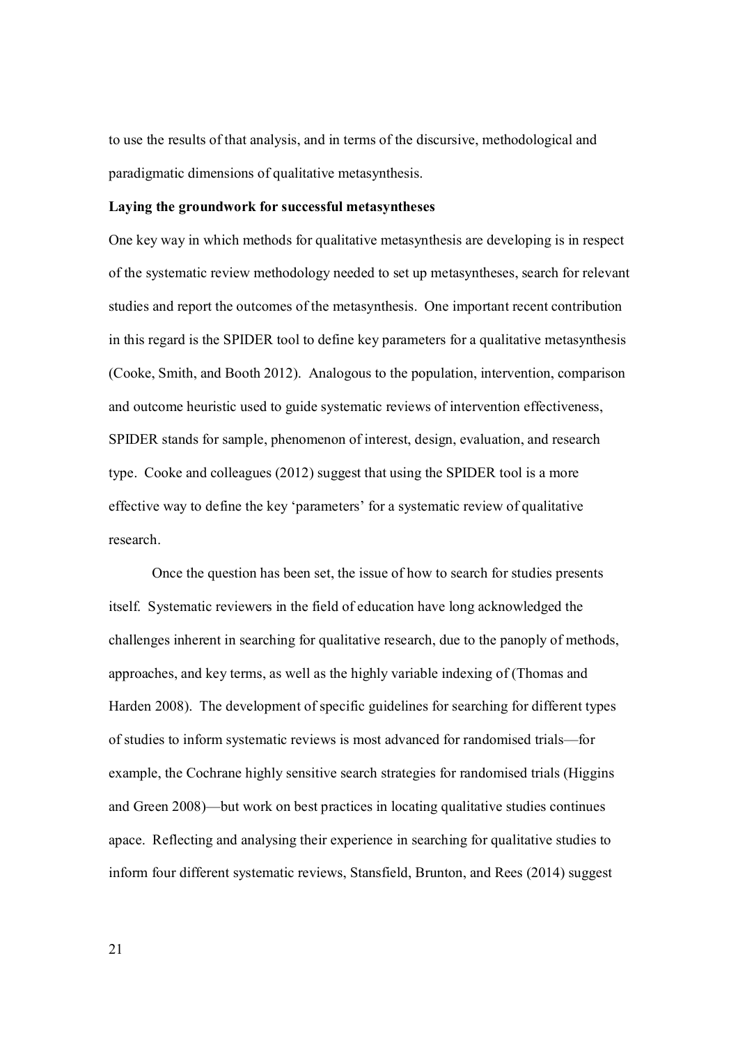to use the results of that analysis, and in terms of the discursive, methodological and paradigmatic dimensions of qualitative metasynthesis.

**Laying the groundwork for successful metasyntheses**

One key way in which methods for qualitative metasynthesis are developing is in respect of the systematic review methodology needed to set up metasyntheses, search for relevant studies and report the outcomes of the metasynthesis. One important recent contribution in this regard is the SPIDER tool to define key parameters for a qualitative metasynthesis (Cooke, Smith, and Booth 2012). Analogous to the population, intervention, comparison and outcome heuristic used to guide systematic reviews of intervention effectiveness, SPIDER stands for sample, phenomenon of interest, design, evaluation, and research type. Cooke and colleagues (2012) suggest that using the SPIDER tool is a more effective way to define the key 'parameters' for a systematic review of qualitative research.

Once the question has been set, the issue of how to search for studies presents itself. Systematic reviewers in the field of education have long acknowledged the challenges inherent in searching for qualitative research, due to the panoply of methods, approaches, and key terms, as well as the highly variable indexing of (Thomas and Harden 2008). The development of specific guidelines for searching for different types of studies to inform systematic reviews is most advanced for randomised trials—for example, the Cochrane highly sensitive search strategies for randomised trials (Higgins and Green 2008)—but work on best practices in locating qualitative studies continues apace. Reflecting and analysing their experience in searching for qualitative studies to inform four different systematic reviews, Stansfield, Brunton, and Rees (2014) suggest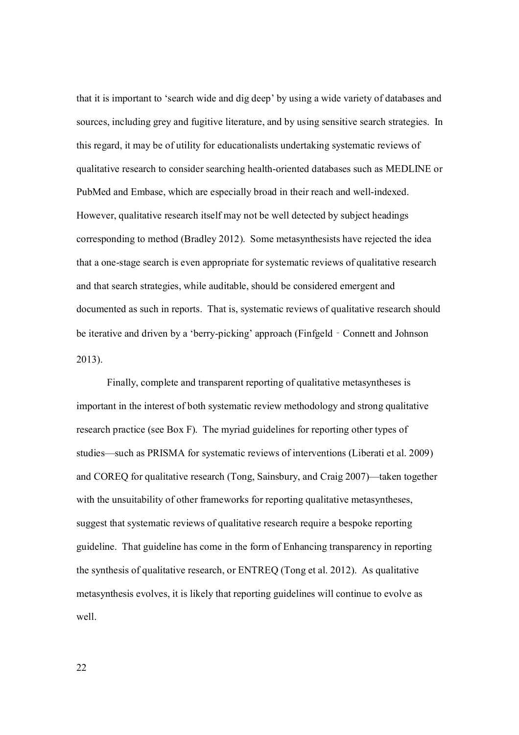that it is important to 'search wide and dig deep' by using a wide variety of databases and sources, including grey and fugitive literature, and by using sensitive search strategies. In this regard, it may be of utility for educationalists undertaking systematic reviews of qualitative research to consider searching health-oriented databases such as MEDLINE or PubMed and Embase, which are especially broad in their reach and well-indexed. However, qualitative research itself may not be well detected by subject headings corresponding to method (Bradley 2012). Some metasynthesists have rejected the idea that a one-stage search is even appropriate for systematic reviews of qualitative research and that search strategies, while auditable, should be considered emergent and documented as such in reports. That is, systematic reviews of qualitative research should be iterative and driven by a 'berry-picking' approach (Finfgeld‐Connett and Johnson 2013).

Finally, complete and transparent reporting of qualitative metasyntheses is important in the interest of both systematic review methodology and strong qualitative research practice (see Box F). The myriad guidelines for reporting other types of studies—such as PRISMA for systematic reviews of interventions (Liberati et al. 2009) and COREQ for qualitative research (Tong, Sainsbury, and Craig 2007)—taken together with the unsuitability of other frameworks for reporting qualitative metasyntheses, suggest that systematic reviews of qualitative research require a bespoke reporting guideline. That guideline has come in the form of Enhancing transparency in reporting the synthesis of qualitative research, or ENTREQ (Tong et al. 2012). As qualitative metasynthesis evolves, it is likely that reporting guidelines will continue to evolve as well.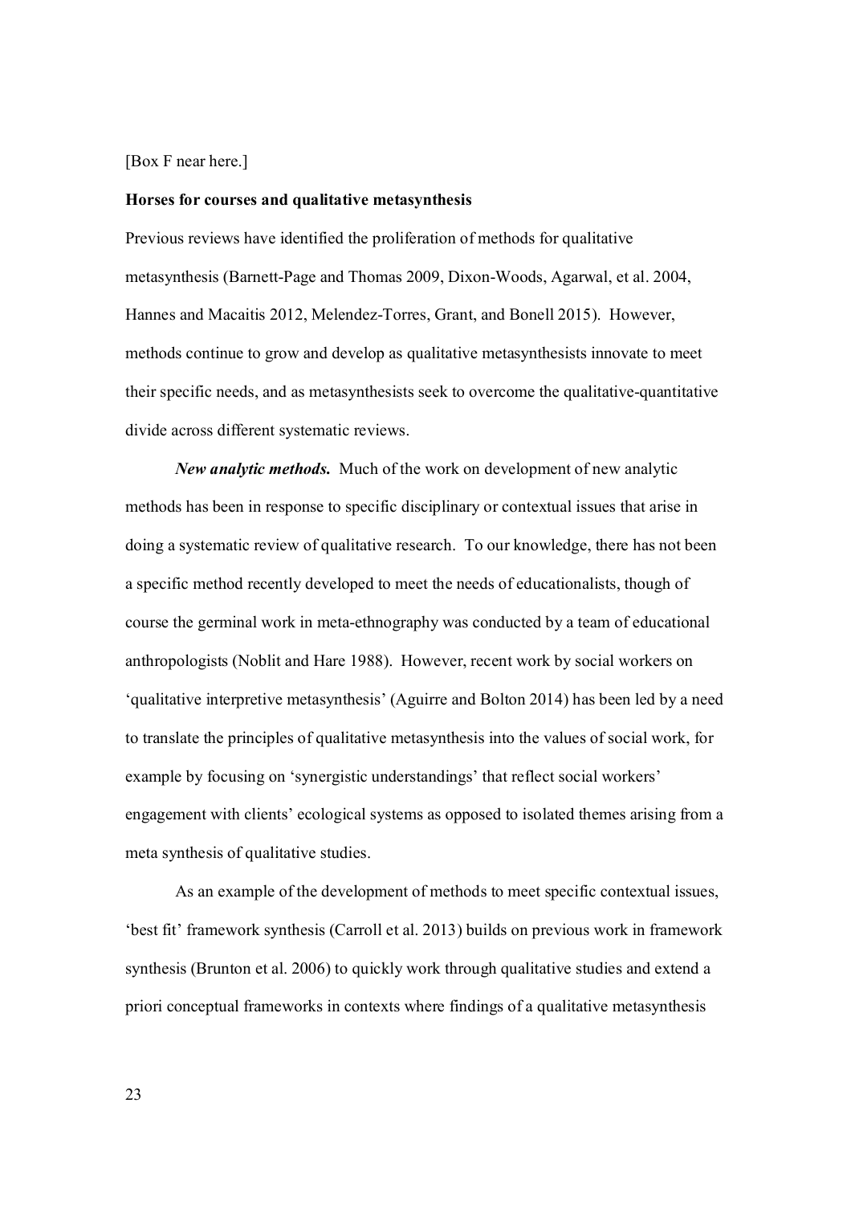[Box F near here.]

**Horses for courses and qualitative metasynthesis**

Previous reviews have identified the proliferation of methods for qualitative metasynthesis (Barnett-Page and Thomas 2009, Dixon-Woods, Agarwal, et al. 2004, Hannes and Macaitis 2012, Melendez-Torres, Grant, and Bonell 2015). However, methods continue to grow and develop as qualitative metasynthesists innovate to meet their specific needs, and as metasynthesists seek to overcome the qualitative-quantitative divide across different systematic reviews.

***New analytic methods.*** Much of the work on development of new analytic methods has been in response to specific disciplinary or contextual issues that arise in doing a systematic review of qualitative research. To our knowledge, there has not been a specific method recently developed to meet the needs of educationalists, though of course the germinal work in meta-ethnography was conducted by a team of educational anthropologists (Noblit and Hare 1988). However, recent work by social workers on 'qualitative interpretive metasynthesis' (Aguirre and Bolton 2014) has been led by a need to translate the principles of qualitative metasynthesis into the values of social work, for example by focusing on 'synergistic understandings' that reflect social workers' engagement with clients' ecological systems as opposed to isolated themes arising from a meta synthesis of qualitative studies.

As an example of the development of methods to meet specific contextual issues, 'best fit' framework synthesis (Carroll et al. 2013) builds on previous work in framework synthesis (Brunton et al. 2006) to quickly work through qualitative studies and extend a priori conceptual frameworks in contexts where findings of a qualitative metasynthesis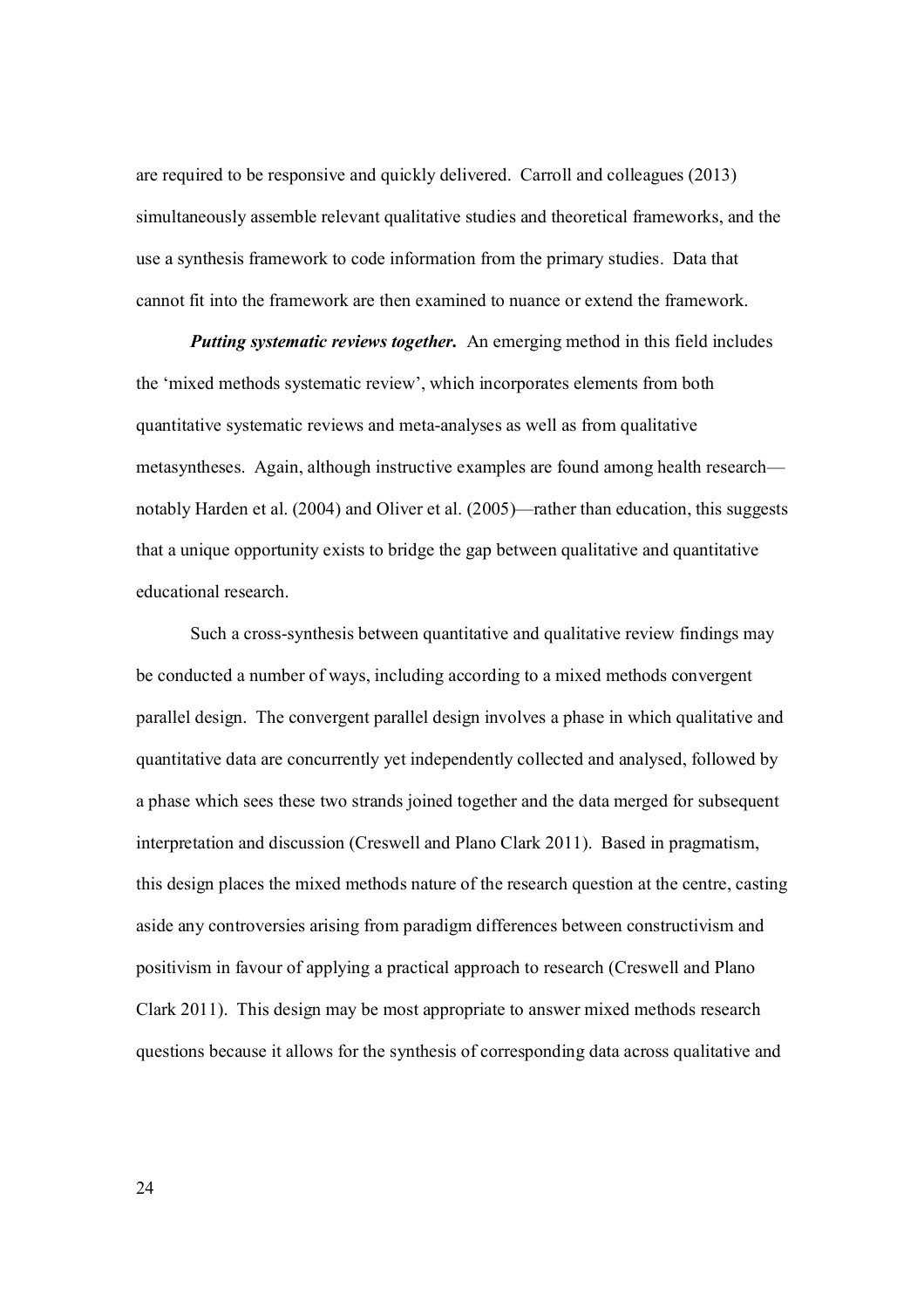are required to be responsive and quickly delivered. Carroll and colleagues (2013) simultaneously assemble relevant qualitative studies and theoretical frameworks, and the use a synthesis framework to code information from the primary studies. Data that cannot fit into the framework are then examined to nuance or extend the framework.

***Putting systematic reviews together.*** An emerging method in this field includes the 'mixed methods systematic review', which incorporates elements from both quantitative systematic reviews and meta-analyses as well as from qualitative metasyntheses. Again, although instructive examples are found among health research—notably Harden et al. (2004) and Oliver et al. (2005)—rather than education, this suggests that a unique opportunity exists to bridge the gap between qualitative and quantitative educational research.

Such a cross-synthesis between quantitative and qualitative review findings may be conducted a number of ways, including according to a mixed methods convergent parallel design. The convergent parallel design involves a phase in which qualitative and quantitative data are concurrently yet independently collected and analysed, followed by a phase which sees these two strands joined together and the data merged for subsequent interpretation and discussion (Creswell and Plano Clark 2011). Based in pragmatism, this design places the mixed methods nature of the research question at the centre, casting aside any controversies arising from paradigm differences between constructivism and positivism in favour of applying a practical approach to research (Creswell and Plano Clark 2011). This design may be most appropriate to answer mixed methods research questions because it allows for the synthesis of corresponding data across qualitative and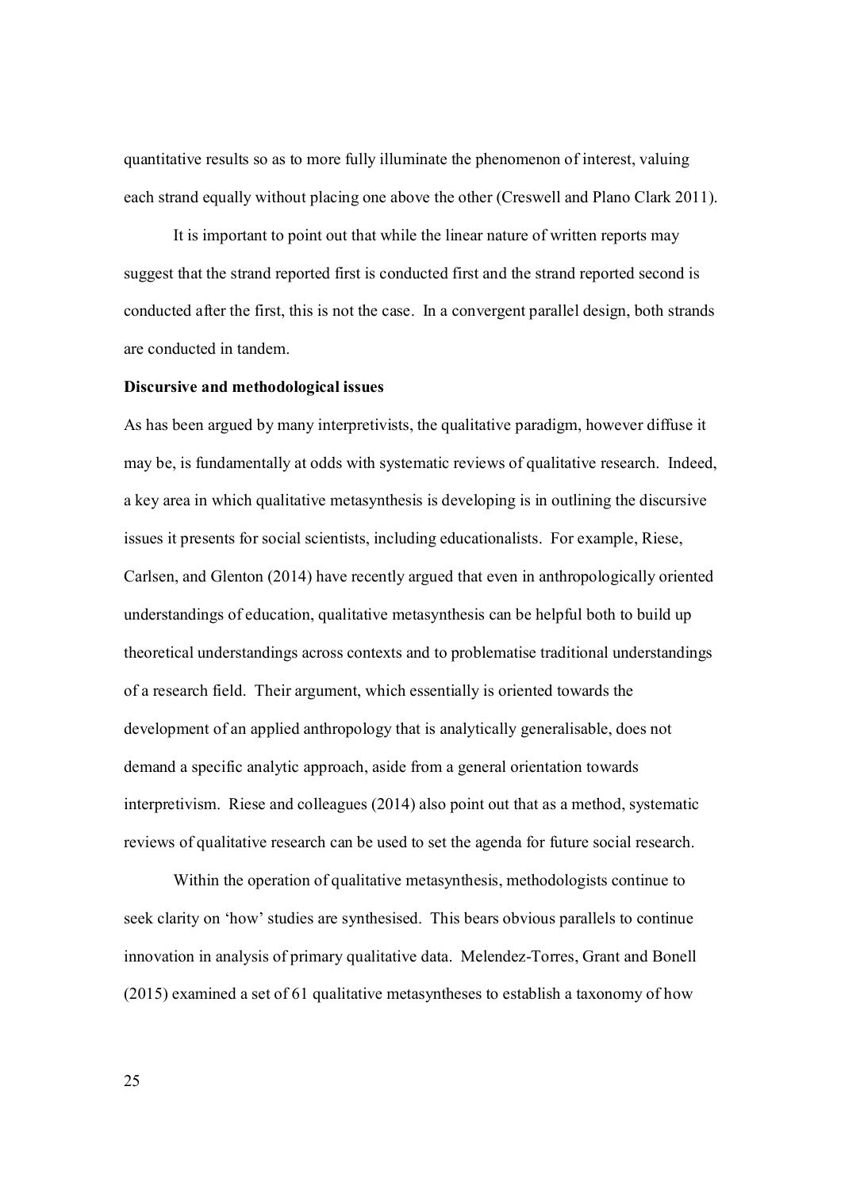quantitative results so as to more fully illuminate the phenomenon of interest, valuing each strand equally without placing one above the other (Creswell and Plano Clark 2011).

It is important to point out that while the linear nature of written reports may suggest that the strand reported first is conducted first and the strand reported second is conducted after the first, this is not the case. In a convergent parallel design, both strands are conducted in tandem.

**Discursive and methodological issues**

As has been argued by many interpretivists, the qualitative paradigm, however diffuse it may be, is fundamentally at odds with systematic reviews of qualitative research. Indeed, a key area in which qualitative metasynthesis is developing is in outlining the discursive issues it presents for social scientists, including educationalists. For example, Riese, Carlsen, and Glenton (2014) have recently argued that even in anthropologically oriented understandings of education, qualitative metasynthesis can be helpful both to build up theoretical understandings across contexts and to problematise traditional understandings of a research field. Their argument, which essentially is oriented towards the development of an applied anthropology that is analytically generalisable, does not demand a specific analytic approach, aside from a general orientation towards interpretivism. Riese and colleagues (2014) also point out that as a method, systematic reviews of qualitative research can be used to set the agenda for future social research.

Within the operation of qualitative metasynthesis, methodologists continue to seek clarity on 'how' studies are synthesised. This bears obvious parallels to continue innovation in analysis of primary qualitative data. Melendez-Torres, Grant and Bonell (2015) examined a set of 61 qualitative metasyntheses to establish a taxonomy of how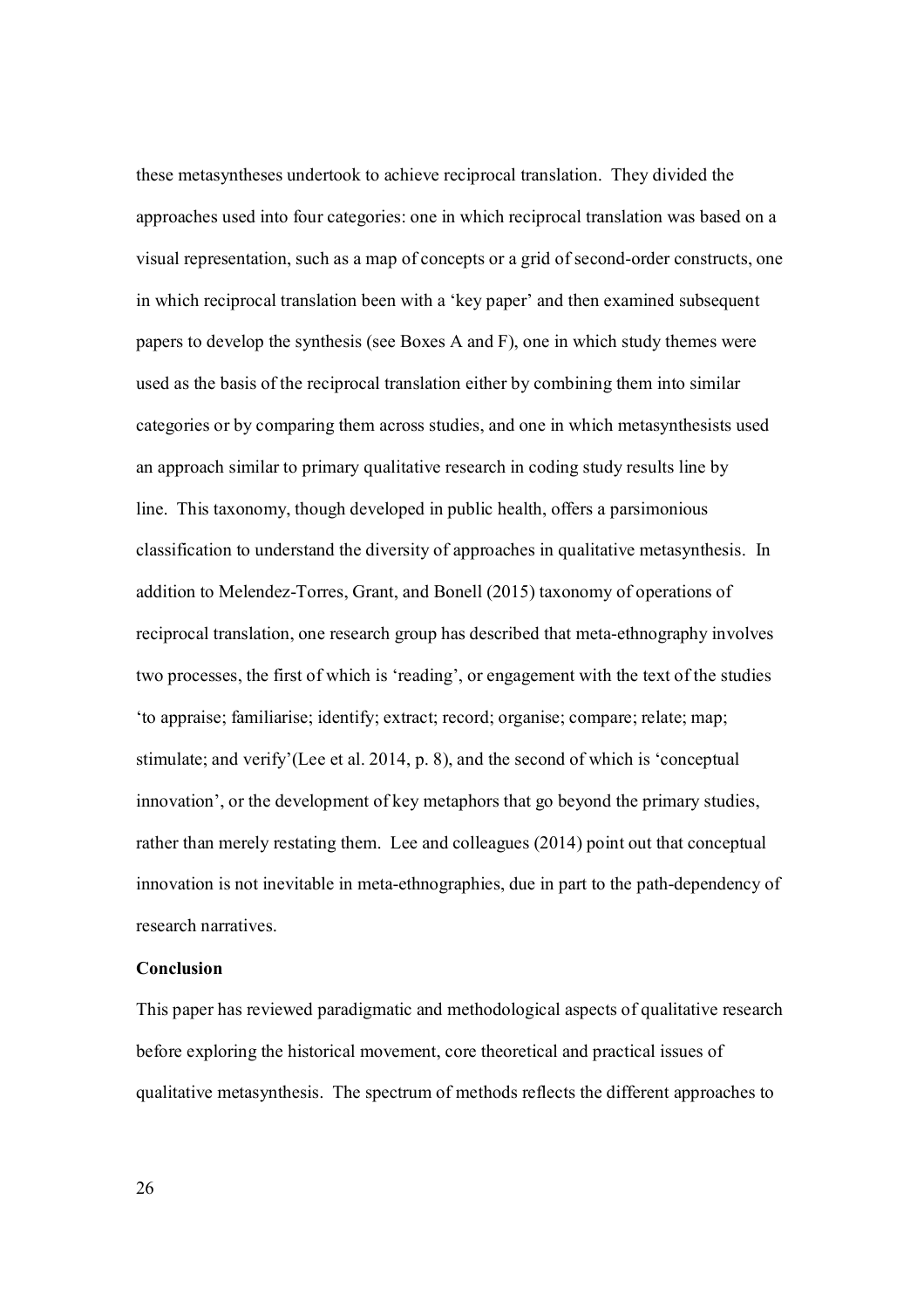these metasyntheses undertook to achieve reciprocal translation. They divided the approaches used into four categories: one in which reciprocal translation was based on a visual representation, such as a map of concepts or a grid of second-order constructs, one in which reciprocal translation been with a 'key paper' and then examined subsequent papers to develop the synthesis (see Boxes A and F), one in which study themes were used as the basis of the reciprocal translation either by combining them into similar categories or by comparing them across studies, and one in which metasynthesists used an approach similar to primary qualitative research in coding study results line by line. This taxonomy, though developed in public health, offers a parsimonious classification to understand the diversity of approaches in qualitative metasynthesis. In addition to Melendez-Torres, Grant, and Bonell (2015) taxonomy of operations of reciprocal translation, one research group has described that meta-ethnography involves two processes, the first of which is 'reading', or engagement with the text of the studies 'to appraise; familiarise; identify; extract; record; organise; compare; relate; map; stimulate; and verify'(Lee et al. 2014, p. 8), and the second of which is 'conceptual innovation', or the development of key metaphors that go beyond the primary studies, rather than merely restating them. Lee and colleagues (2014) point out that conceptual innovation is not inevitable in meta-ethnographies, due in part to the path-dependency of research narratives.

**Conclusion**

This paper has reviewed paradigmatic and methodological aspects of qualitative research before exploring the historical movement, core theoretical and practical issues of qualitative metasynthesis. The spectrum of methods reflects the different approaches to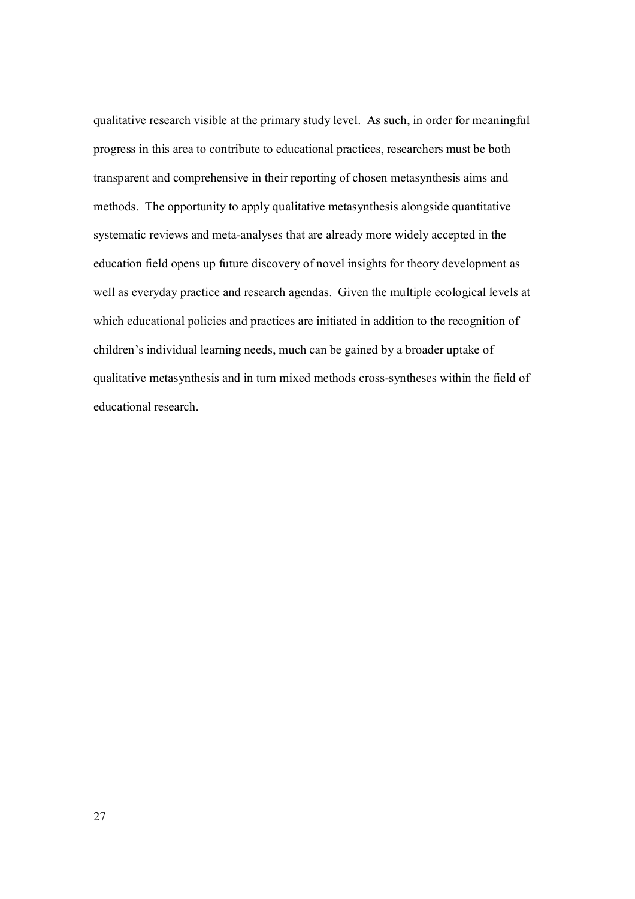qualitative research visible at the primary study level. As such, in order for meaningful progress in this area to contribute to educational practices, researchers must be both transparent and comprehensive in their reporting of chosen metasynthesis aims and methods. The opportunity to apply qualitative metasynthesis alongside quantitative systematic reviews and meta-analyses that are already more widely accepted in the education field opens up future discovery of novel insights for theory development as well as everyday practice and research agendas. Given the multiple ecological levels at which educational policies and practices are initiated in addition to the recognition of children's individual learning needs, much can be gained by a broader uptake of qualitative metasynthesis and in turn mixed methods cross-syntheses within the field of educational research.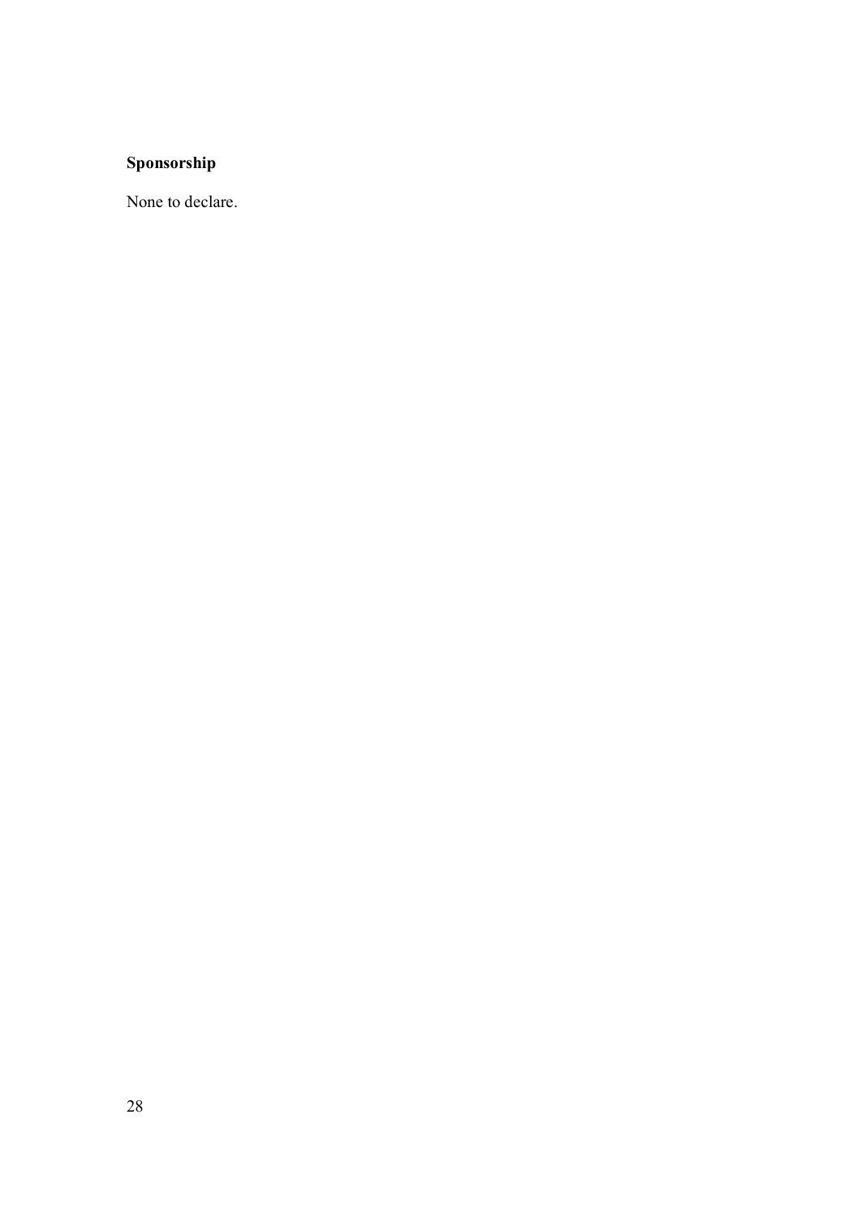**Sponsorship**

None to declare.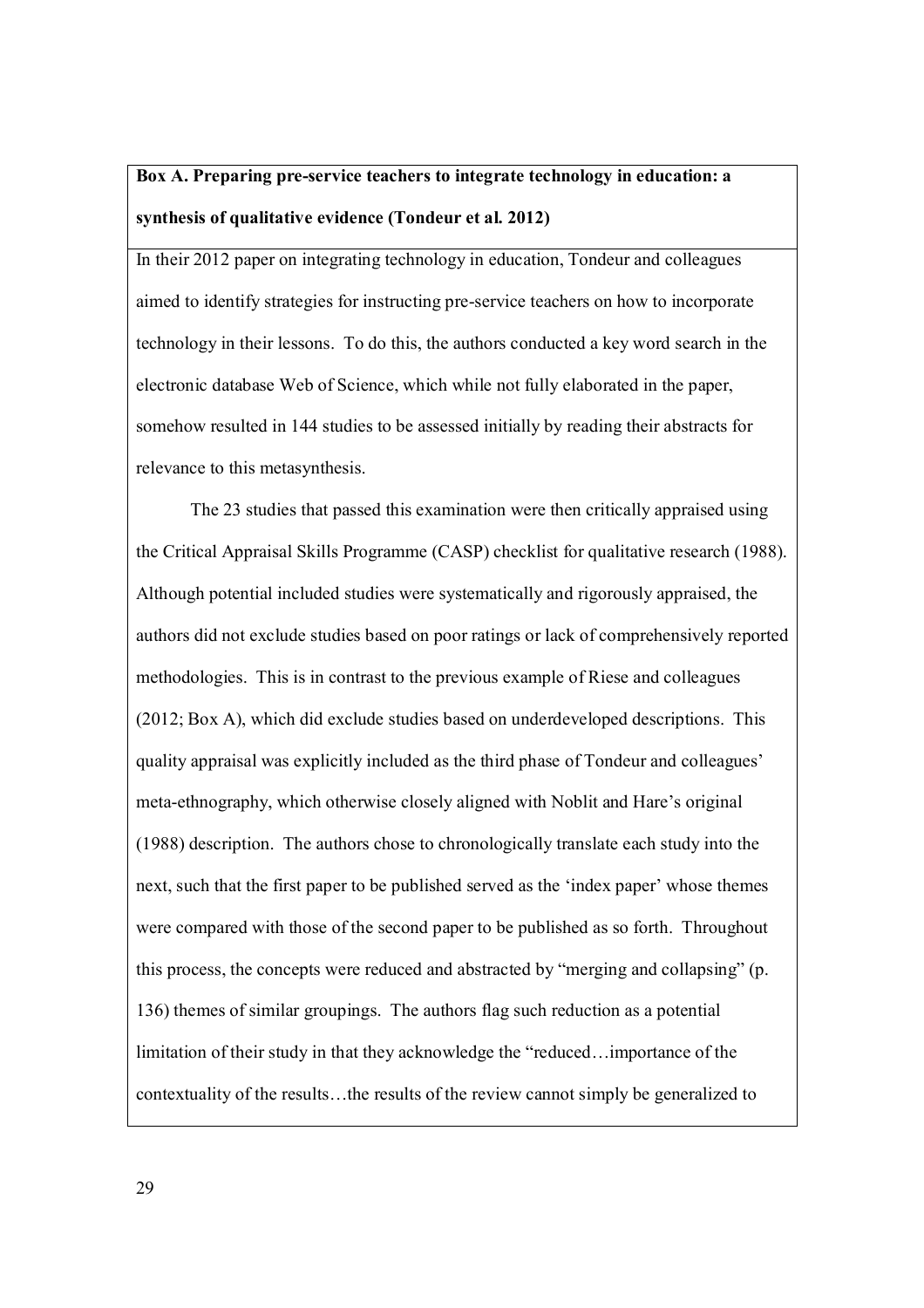**Box A. Preparing pre-service teachers to integrate technology in education: a synthesis of qualitative evidence (Tondeur et al. 2012)**

In their 2012 paper on integrating technology in education, Tondeur and colleagues aimed to identify strategies for instructing pre-service teachers on how to incorporate technology in their lessons. To do this, the authors conducted a key word search in the electronic database Web of Science, which while not fully elaborated in the paper, somehow resulted in 144 studies to be assessed initially by reading their abstracts for relevance to this metasynthesis.

The 23 studies that passed this examination were then critically appraised using the Critical Appraisal Skills Programme (CASP) checklist for qualitative research (1988). Although potential included studies were systematically and rigorously appraised, the authors did not exclude studies based on poor ratings or lack of comprehensively reported methodologies. This is in contrast to the previous example of Riese and colleagues (2012; Box A), which did exclude studies based on underdeveloped descriptions. This quality appraisal was explicitly included as the third phase of Tondeur and colleagues' meta-ethnography, which otherwise closely aligned with Noblit and Hare's original (1988) description. The authors chose to chronologically translate each study into the next, such that the first paper to be published served as the 'index paper' whose themes were compared with those of the second paper to be published as so forth. Throughout this process, the concepts were reduced and abstracted by "merging and collapsing" (p. 136) themes of similar groupings. The authors flag such reduction as a potential limitation of their study in that they acknowledge the "reduced…importance of the contextuality of the results…the results of the review cannot simply be generalized to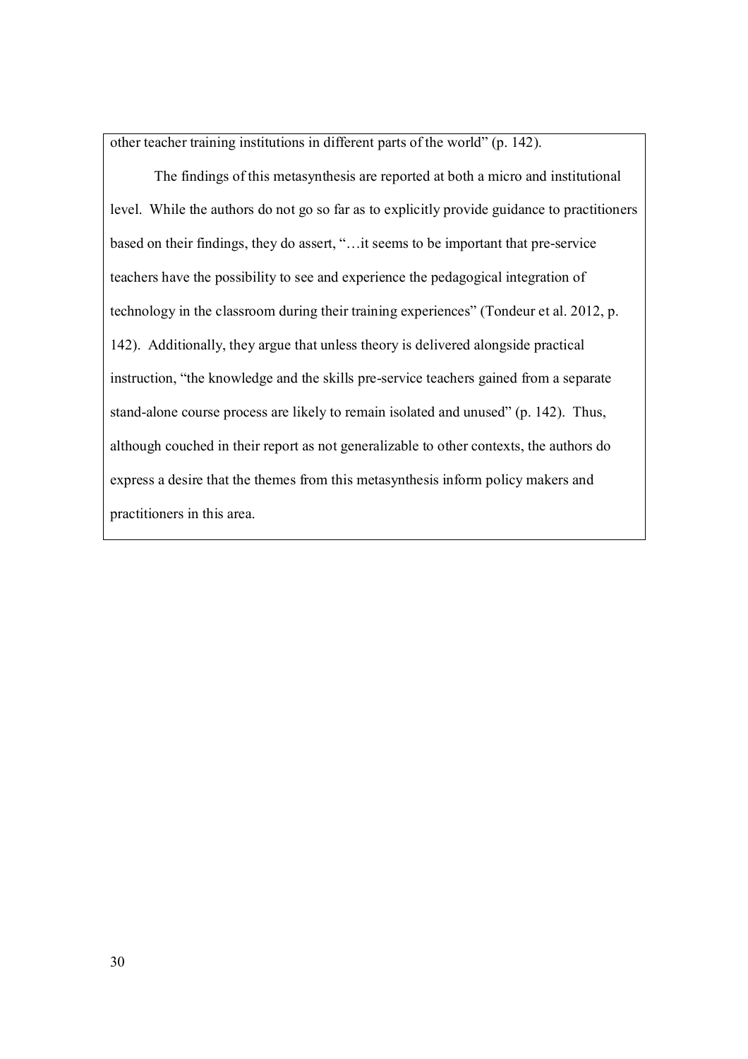other teacher training institutions in different parts of the world" (p. 142).

The findings of this metasynthesis are reported at both a micro and institutional level. While the authors do not go so far as to explicitly provide guidance to practitioners based on their findings, they do assert, "…it seems to be important that pre-service teachers have the possibility to see and experience the pedagogical integration of technology in the classroom during their training experiences" (Tondeur et al. 2012, p. 142). Additionally, they argue that unless theory is delivered alongside practical instruction, "the knowledge and the skills pre-service teachers gained from a separate stand-alone course process are likely to remain isolated and unused" (p. 142). Thus, although couched in their report as not generalizable to other contexts, the authors do express a desire that the themes from this metasynthesis inform policy makers and practitioners in this area.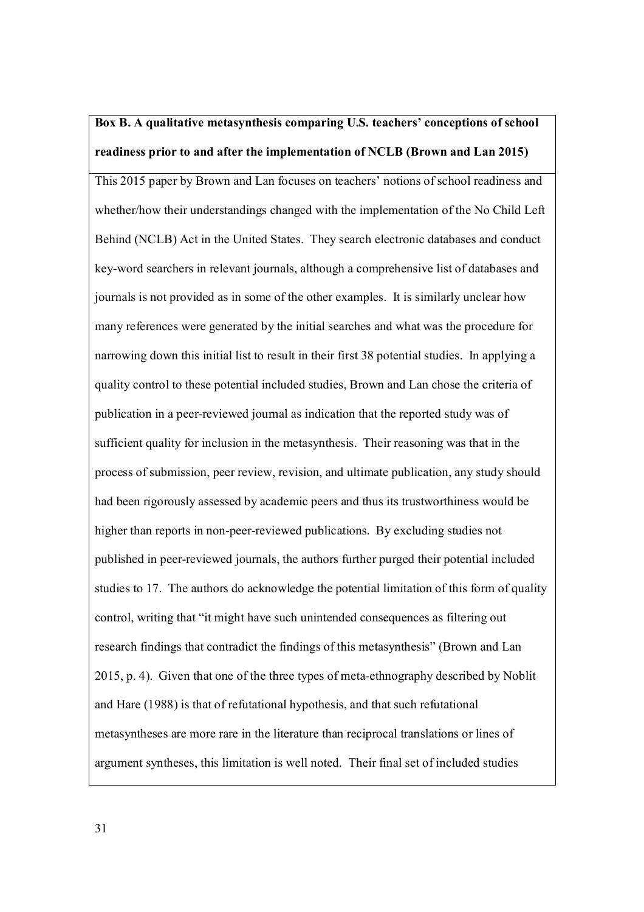**Box B. A qualitative metasynthesis comparing U.S. teachers' conceptions of school readiness prior to and after the implementation of NCLB (Brown and Lan 2015)**

This 2015 paper by Brown and Lan focuses on teachers' notions of school readiness and whether/how their understandings changed with the implementation of the No Child Left Behind (NCLB) Act in the United States. They search electronic databases and conduct key-word searchers in relevant journals, although a comprehensive list of databases and journals is not provided as in some of the other examples. It is similarly unclear how many references were generated by the initial searches and what was the procedure for narrowing down this initial list to result in their first 38 potential studies. In applying a quality control to these potential included studies, Brown and Lan chose the criteria of publication in a peer-reviewed journal as indication that the reported study was of sufficient quality for inclusion in the metasynthesis. Their reasoning was that in the process of submission, peer review, revision, and ultimate publication, any study should had been rigorously assessed by academic peers and thus its trustworthiness would be higher than reports in non-peer-reviewed publications. By excluding studies not published in peer-reviewed journals, the authors further purged their potential included studies to 17. The authors do acknowledge the potential limitation of this form of quality control, writing that "it might have such unintended consequences as filtering out research findings that contradict the findings of this metasynthesis" (Brown and Lan 2015, p. 4). Given that one of the three types of meta-ethnography described by Noblit and Hare (1988) is that of refutational hypothesis, and that such refutational metasyntheses are more rare in the literature than reciprocal translations or lines of argument syntheses, this limitation is well noted. Their final set of included studies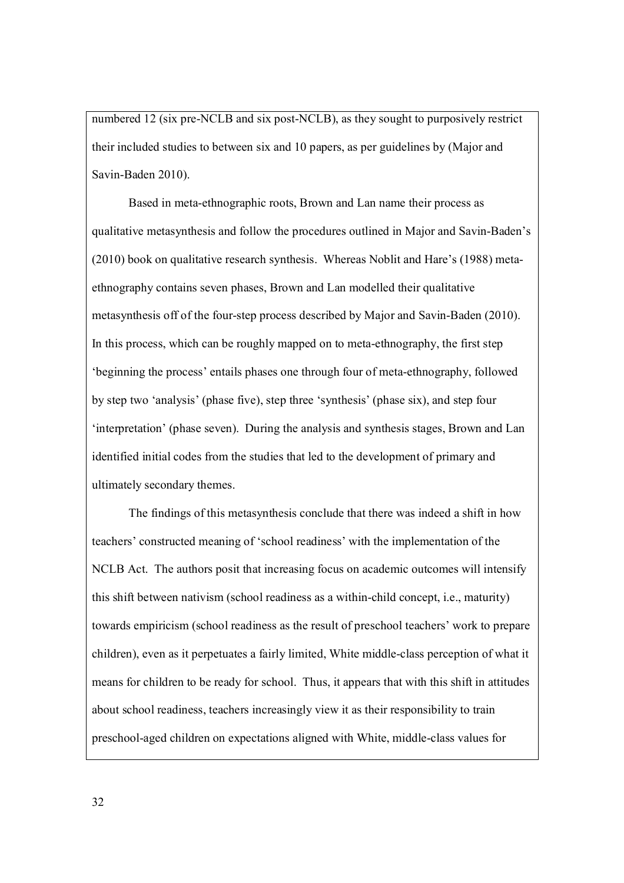numbered 12 (six pre-NCLB and six post-NCLB), as they sought to purposively restrict their included studies to between six and 10 papers, as per guidelines by (Major and Savin-Baden 2010).

Based in meta-ethnographic roots, Brown and Lan name their process as qualitative metasynthesis and follow the procedures outlined in Major and Savin-Baden's (2010) book on qualitative research synthesis. Whereas Noblit and Hare's (1988) meta-ethnography contains seven phases, Brown and Lan modelled their qualitative metasynthesis off of the four-step process described by Major and Savin-Baden (2010). In this process, which can be roughly mapped on to meta-ethnography, the first step 'beginning the process' entails phases one through four of meta-ethnography, followed by step two 'analysis' (phase five), step three 'synthesis' (phase six), and step four 'interpretation' (phase seven). During the analysis and synthesis stages, Brown and Lan identified initial codes from the studies that led to the development of primary and ultimately secondary themes.

The findings of this metasynthesis conclude that there was indeed a shift in how teachers' constructed meaning of 'school readiness' with the implementation of the NCLB Act. The authors posit that increasing focus on academic outcomes will intensify this shift between nativism (school readiness as a within-child concept, i.e., maturity) towards empiricism (school readiness as the result of preschool teachers' work to prepare children), even as it perpetuates a fairly limited, White middle-class perception of what it means for children to be ready for school. Thus, it appears that with this shift in attitudes about school readiness, teachers increasingly view it as their responsibility to train preschool-aged children on expectations aligned with White, middle-class values for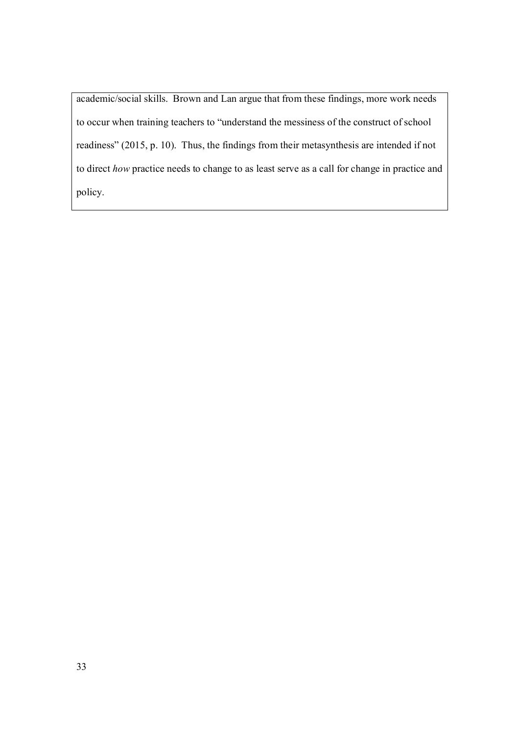academic/social skills. Brown and Lan argue that from these findings, more work needs to occur when training teachers to "understand the messiness of the construct of school readiness" (2015, p. 10). Thus, the findings from their metasynthesis are intended if not to direct *how* practice needs to change to as least serve as a call for change in practice and policy.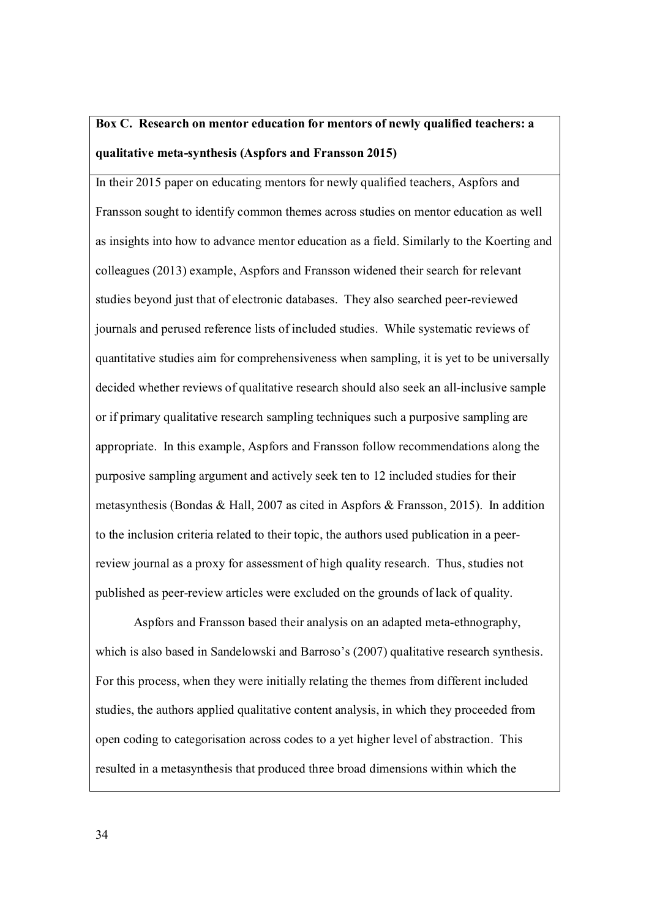**Box C. Research on mentor education for mentors of newly qualified teachers: a qualitative meta-synthesis (Aspfors and Fransson 2015)**

In their 2015 paper on educating mentors for newly qualified teachers, Aspfors and Fransson sought to identify common themes across studies on mentor education as well as insights into how to advance mentor education as a field. Similarly to the Koerting and colleagues (2013) example, Aspfors and Fransson widened their search for relevant studies beyond just that of electronic databases. They also searched peer-reviewed journals and perused reference lists of included studies. While systematic reviews of quantitative studies aim for comprehensiveness when sampling, it is yet to be universally decided whether reviews of qualitative research should also seek an all-inclusive sample or if primary qualitative research sampling techniques such a purposive sampling are appropriate. In this example, Aspfors and Fransson follow recommendations along the purposive sampling argument and actively seek ten to 12 included studies for their metasynthesis (Bondas & Hall, 2007 as cited in Aspfors & Fransson, 2015). In addition to the inclusion criteria related to their topic, the authors used publication in a peer-review journal as a proxy for assessment of high quality research. Thus, studies not published as peer-review articles were excluded on the grounds of lack of quality.

Aspfors and Fransson based their analysis on an adapted meta-ethnography, which is also based in Sandelowski and Barroso's (2007) qualitative research synthesis. For this process, when they were initially relating the themes from different included studies, the authors applied qualitative content analysis, in which they proceeded from open coding to categorisation across codes to a yet higher level of abstraction. This resulted in a metasynthesis that produced three broad dimensions within which the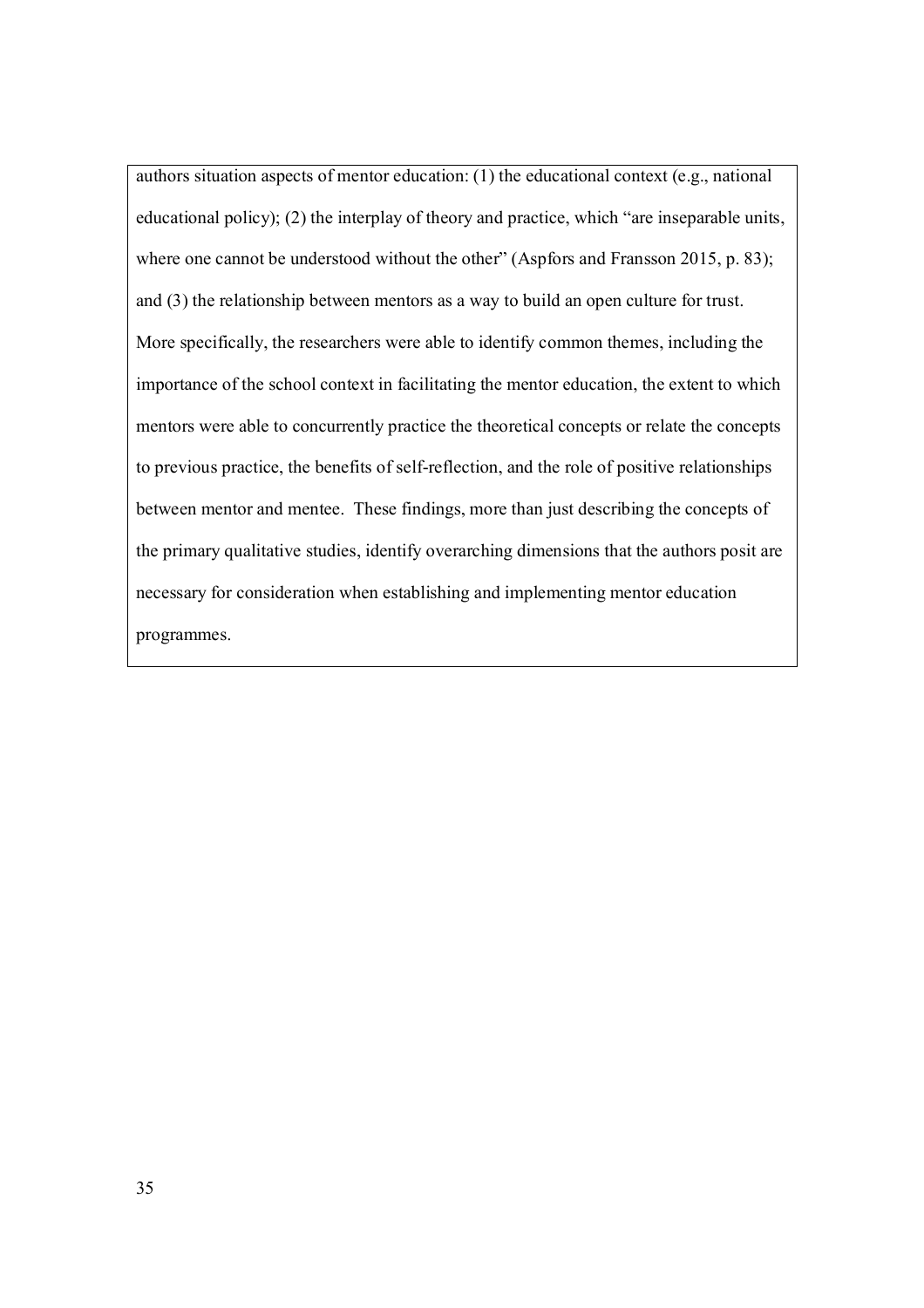authors situation aspects of mentor education: (1) the educational context (e.g., national educational policy); (2) the interplay of theory and practice, which "are inseparable units, where one cannot be understood without the other" (Aspfors and Fransson 2015, p. 83); and (3) the relationship between mentors as a way to build an open culture for trust. More specifically, the researchers were able to identify common themes, including the importance of the school context in facilitating the mentor education, the extent to which mentors were able to concurrently practice the theoretical concepts or relate the concepts to previous practice, the benefits of self-reflection, and the role of positive relationships between mentor and mentee. These findings, more than just describing the concepts of the primary qualitative studies, identify overarching dimensions that the authors posit are necessary for consideration when establishing and implementing mentor education programmes.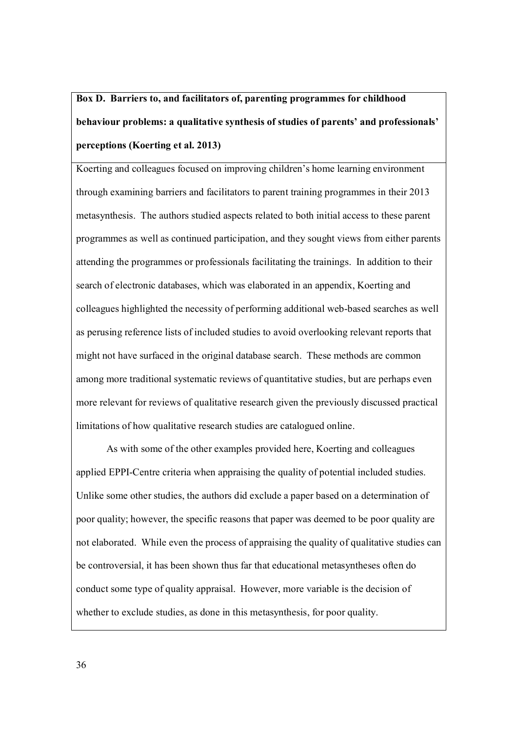**Box D. Barriers to, and facilitators of, parenting programmes for childhood behaviour problems: a qualitative synthesis of studies of parents' and professionals' perceptions (Koerting et al. 2013)**

Koerting and colleagues focused on improving children's home learning environment through examining barriers and facilitators to parent training programmes in their 2013 metasynthesis. The authors studied aspects related to both initial access to these parent programmes as well as continued participation, and they sought views from either parents attending the programmes or professionals facilitating the trainings. In addition to their search of electronic databases, which was elaborated in an appendix, Koerting and colleagues highlighted the necessity of performing additional web-based searches as well as perusing reference lists of included studies to avoid overlooking relevant reports that might not have surfaced in the original database search. These methods are common among more traditional systematic reviews of quantitative studies, but are perhaps even more relevant for reviews of qualitative research given the previously discussed practical limitations of how qualitative research studies are catalogued online.

As with some of the other examples provided here, Koerting and colleagues applied EPPI-Centre criteria when appraising the quality of potential included studies. Unlike some other studies, the authors did exclude a paper based on a determination of poor quality; however, the specific reasons that paper was deemed to be poor quality are not elaborated. While even the process of appraising the quality of qualitative studies can be controversial, it has been shown thus far that educational metasyntheses often do conduct some type of quality appraisal. However, more variable is the decision of whether to exclude studies, as done in this metasynthesis, for poor quality.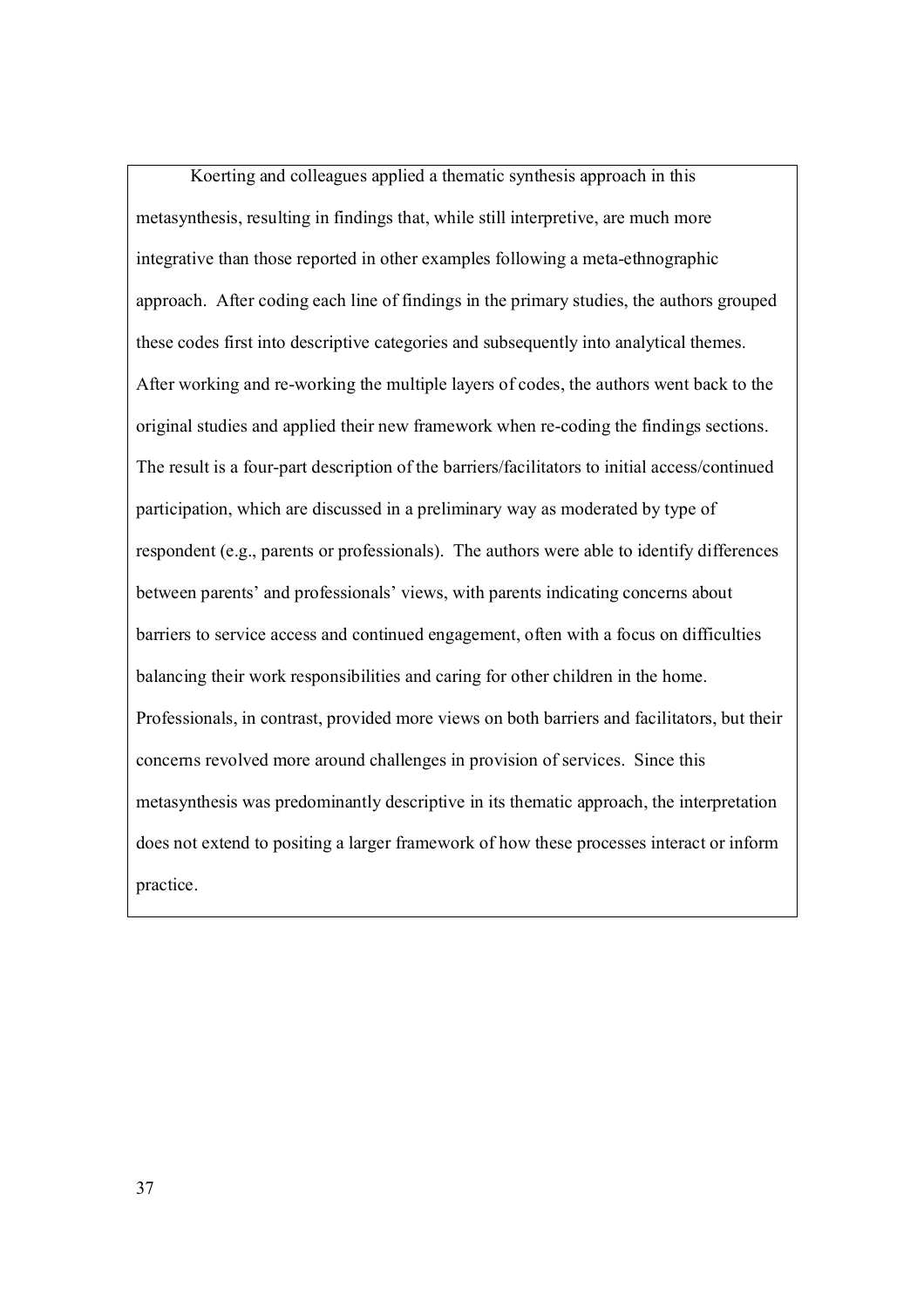Koerting and colleagues applied a thematic synthesis approach in this metasynthesis, resulting in findings that, while still interpretive, are much more integrative than those reported in other examples following a meta-ethnographic approach. After coding each line of findings in the primary studies, the authors grouped these codes first into descriptive categories and subsequently into analytical themes. After working and re-working the multiple layers of codes, the authors went back to the original studies and applied their new framework when re-coding the findings sections. The result is a four-part description of the barriers/facilitators to initial access/continued participation, which are discussed in a preliminary way as moderated by type of respondent (e.g., parents or professionals). The authors were able to identify differences between parents' and professionals' views, with parents indicating concerns about barriers to service access and continued engagement, often with a focus on difficulties balancing their work responsibilities and caring for other children in the home. Professionals, in contrast, provided more views on both barriers and facilitators, but their concerns revolved more around challenges in provision of services. Since this metasynthesis was predominantly descriptive in its thematic approach, the interpretation does not extend to positing a larger framework of how these processes interact or inform practice.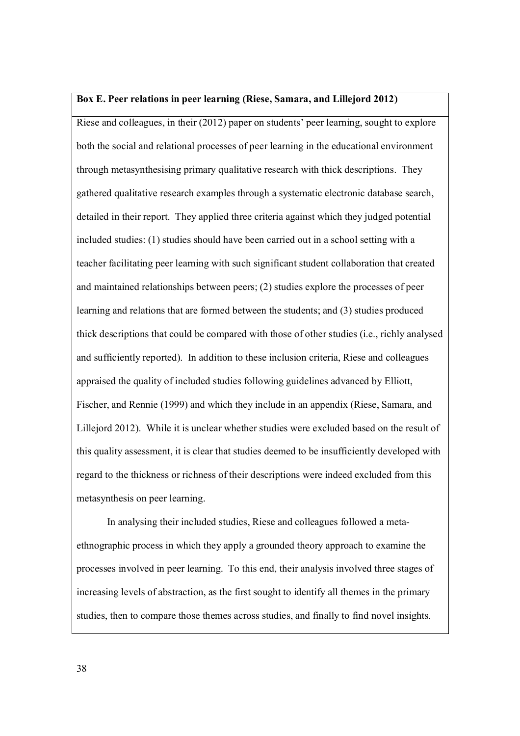**Box E. Peer relations in peer learning (Riese, Samara, and Lillejord 2012)**

Riese and colleagues, in their (2012) paper on students' peer learning, sought to explore both the social and relational processes of peer learning in the educational environment through metasynthesising primary qualitative research with thick descriptions. They gathered qualitative research examples through a systematic electronic database search, detailed in their report. They applied three criteria against which they judged potential included studies: (1) studies should have been carried out in a school setting with a teacher facilitating peer learning with such significant student collaboration that created and maintained relationships between peers; (2) studies explore the processes of peer learning and relations that are formed between the students; and (3) studies produced thick descriptions that could be compared with those of other studies (i.e., richly analysed and sufficiently reported). In addition to these inclusion criteria, Riese and colleagues appraised the quality of included studies following guidelines advanced by Elliott, Fischer, and Rennie (1999) and which they include in an appendix (Riese, Samara, and Lillejord 2012). While it is unclear whether studies were excluded based on the result of this quality assessment, it is clear that studies deemed to be insufficiently developed with regard to the thickness or richness of their descriptions were indeed excluded from this metasynthesis on peer learning.

In analysing their included studies, Riese and colleagues followed a meta-ethnographic process in which they apply a grounded theory approach to examine the processes involved in peer learning. To this end, their analysis involved three stages of increasing levels of abstraction, as the first sought to identify all themes in the primary studies, then to compare those themes across studies, and finally to find novel insights.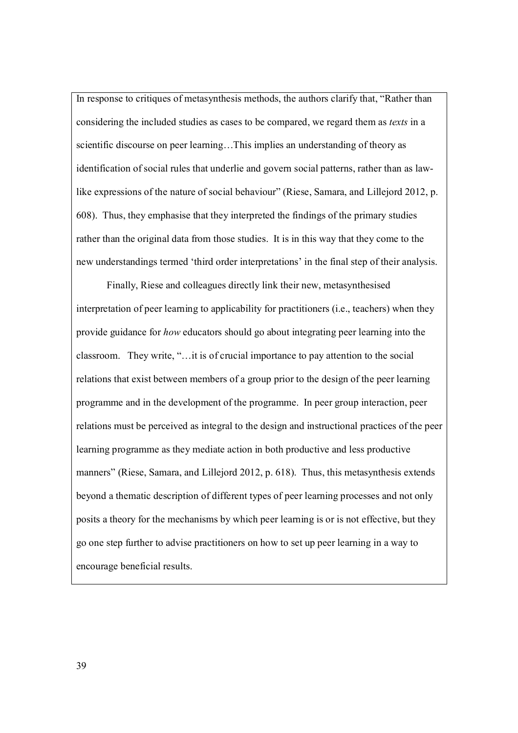In response to critiques of metasynthesis methods, the authors clarify that, "Rather than considering the included studies as cases to be compared, we regard them as *texts* in a scientific discourse on peer learning…This implies an understanding of theory as identification of social rules that underlie and govern social patterns, rather than as law-like expressions of the nature of social behaviour" (Riese, Samara, and Lillejord 2012, p. 608). Thus, they emphasise that they interpreted the findings of the primary studies rather than the original data from those studies. It is in this way that they come to the new understandings termed 'third order interpretations' in the final step of their analysis.

Finally, Riese and colleagues directly link their new, metasynthesised interpretation of peer learning to applicability for practitioners (i.e., teachers) when they provide guidance for *how* educators should go about integrating peer learning into the classroom. They write, "…it is of crucial importance to pay attention to the social relations that exist between members of a group prior to the design of the peer learning programme and in the development of the programme. In peer group interaction, peer relations must be perceived as integral to the design and instructional practices of the peer learning programme as they mediate action in both productive and less productive manners" (Riese, Samara, and Lillejord 2012, p. 618). Thus, this metasynthesis extends beyond a thematic description of different types of peer learning processes and not only posits a theory for the mechanisms by which peer learning is or is not effective, but they go one step further to advise practitioners on how to set up peer learning in a way to encourage beneficial results.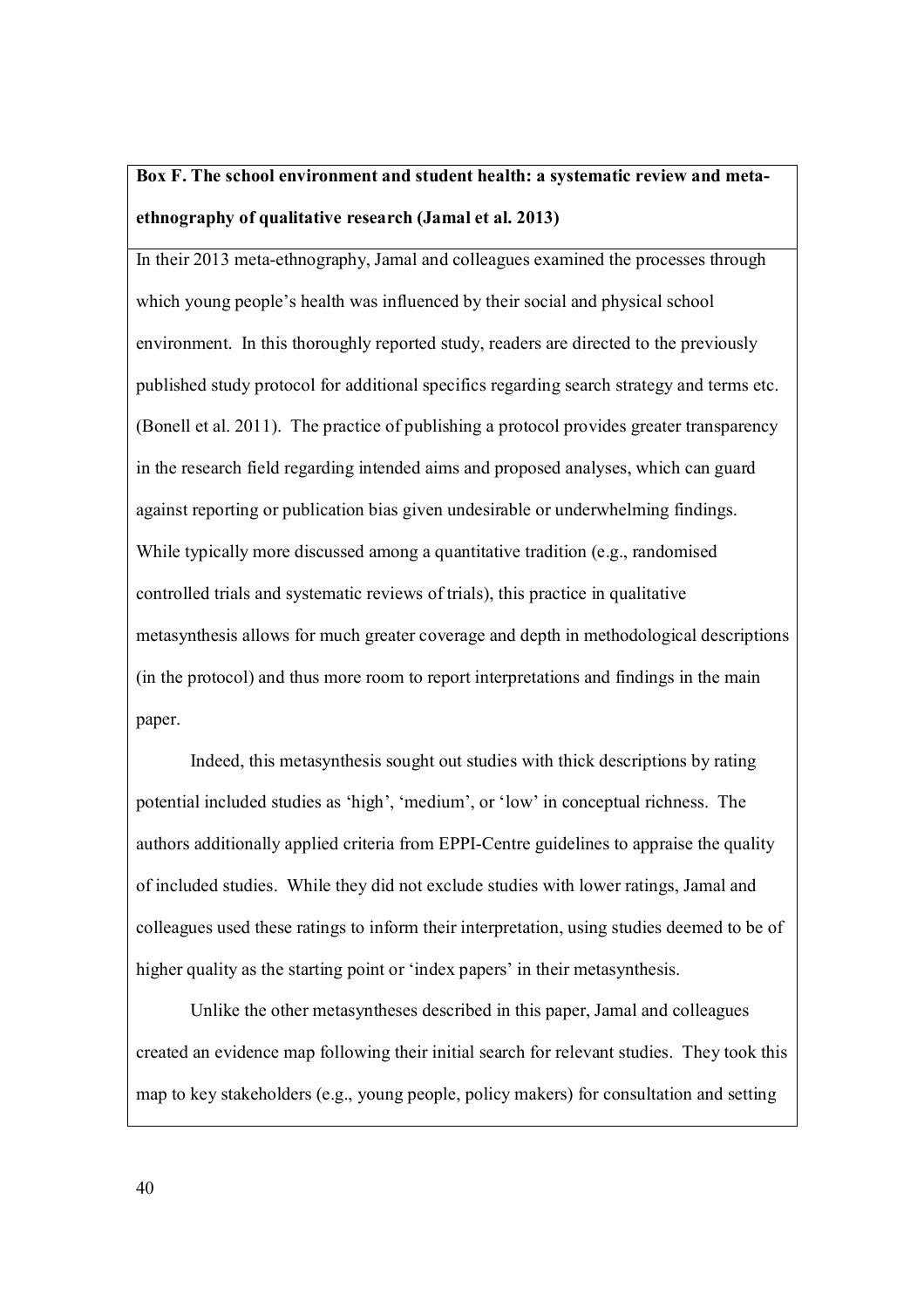**Box F. The school environment and student health: a systematic review and meta-ethnography of qualitative research (Jamal et al. 2013)**

In their 2013 meta-ethnography, Jamal and colleagues examined the processes through which young people's health was influenced by their social and physical school environment. In this thoroughly reported study, readers are directed to the previously published study protocol for additional specifics regarding search strategy and terms etc. (Bonell et al. 2011). The practice of publishing a protocol provides greater transparency in the research field regarding intended aims and proposed analyses, which can guard against reporting or publication bias given undesirable or underwhelming findings. While typically more discussed among a quantitative tradition (e.g., randomised controlled trials and systematic reviews of trials), this practice in qualitative metasynthesis allows for much greater coverage and depth in methodological descriptions (in the protocol) and thus more room to report interpretations and findings in the main paper.

Indeed, this metasynthesis sought out studies with thick descriptions by rating potential included studies as 'high', 'medium', or 'low' in conceptual richness. The authors additionally applied criteria from EPPI-Centre guidelines to appraise the quality of included studies. While they did not exclude studies with lower ratings, Jamal and colleagues used these ratings to inform their interpretation, using studies deemed to be of higher quality as the starting point or 'index papers' in their metasynthesis.

Unlike the other metasyntheses described in this paper, Jamal and colleagues created an evidence map following their initial search for relevant studies. They took this map to key stakeholders (e.g., young people, policy makers) for consultation and setting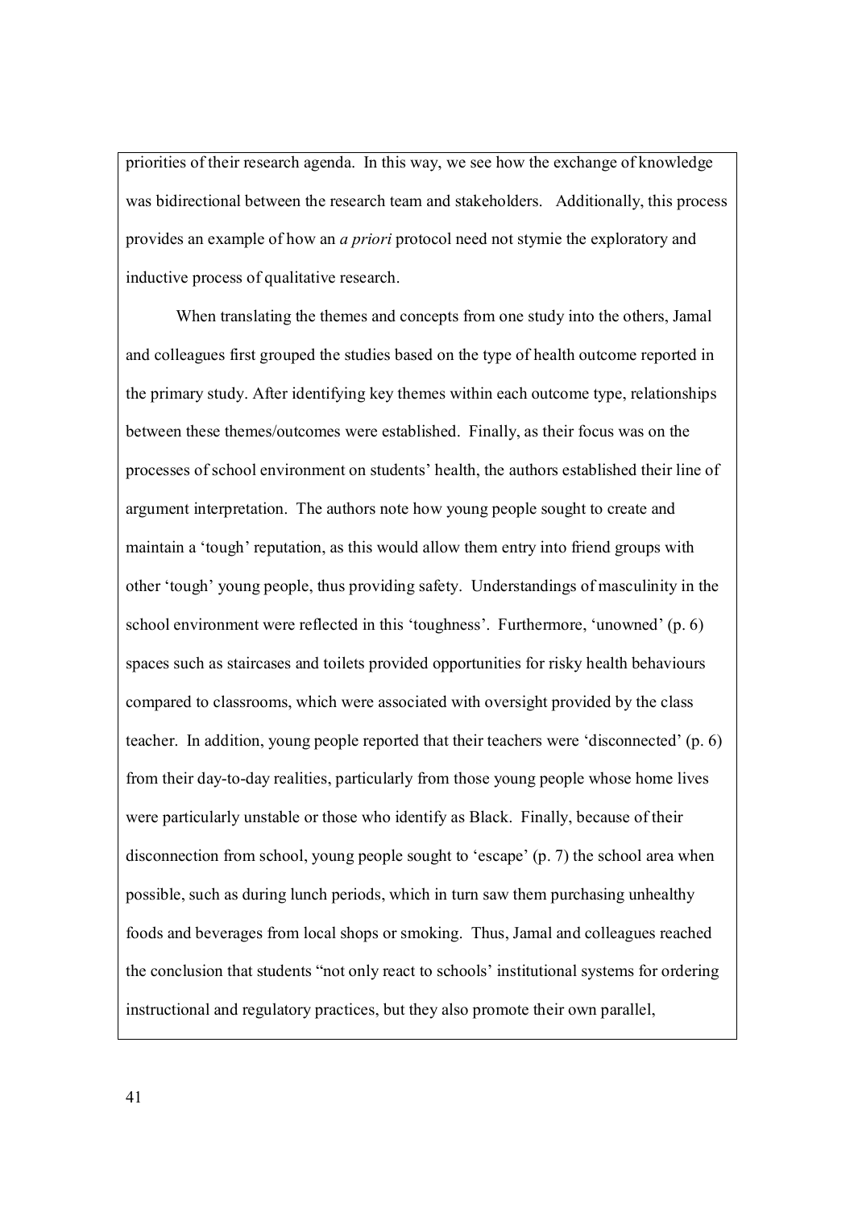priorities of their research agenda. In this way, we see how the exchange of knowledge was bidirectional between the research team and stakeholders. Additionally, this process provides an example of how an *a priori* protocol need not stymie the exploratory and inductive process of qualitative research.

When translating the themes and concepts from one study into the others, Jamal and colleagues first grouped the studies based on the type of health outcome reported in the primary study. After identifying key themes within each outcome type, relationships between these themes/outcomes were established. Finally, as their focus was on the processes of school environment on students' health, the authors established their line of argument interpretation. The authors note how young people sought to create and maintain a 'tough' reputation, as this would allow them entry into friend groups with other 'tough' young people, thus providing safety. Understandings of masculinity in the school environment were reflected in this 'toughness'. Furthermore, 'unowned' (p. 6) spaces such as staircases and toilets provided opportunities for risky health behaviours compared to classrooms, which were associated with oversight provided by the class teacher. In addition, young people reported that their teachers were 'disconnected' (p. 6) from their day-to-day realities, particularly from those young people whose home lives were particularly unstable or those who identify as Black. Finally, because of their disconnection from school, young people sought to 'escape' (p. 7) the school area when possible, such as during lunch periods, which in turn saw them purchasing unhealthy foods and beverages from local shops or smoking. Thus, Jamal and colleagues reached the conclusion that students "not only react to schools' institutional systems for ordering instructional and regulatory practices, but they also promote their own parallel,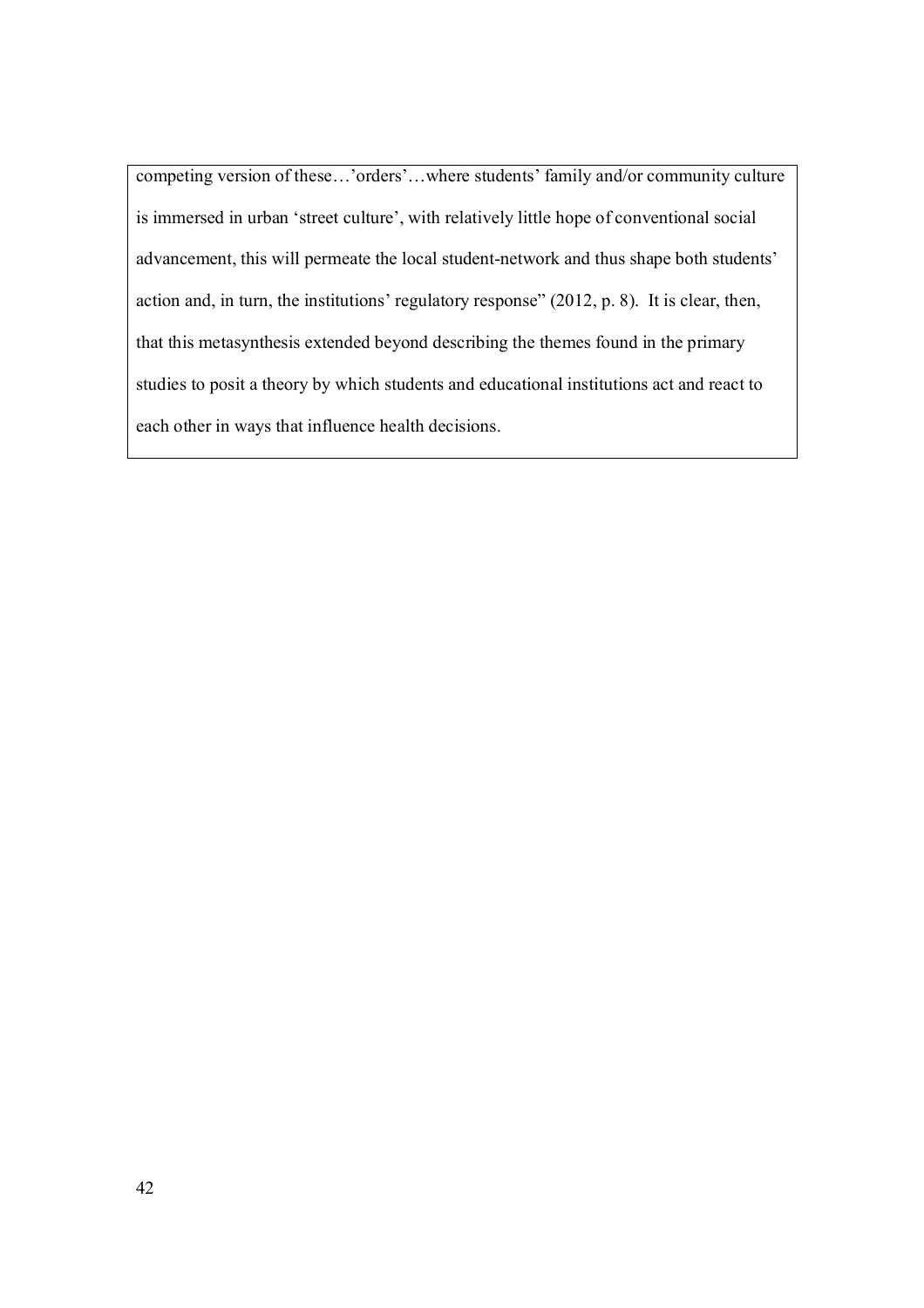competing version of these…'orders'…where students' family and/or community culture is immersed in urban 'street culture', with relatively little hope of conventional social advancement, this will permeate the local student-network and thus shape both students' action and, in turn, the institutions' regulatory response" (2012, p. 8). It is clear, then, that this metasynthesis extended beyond describing the themes found in the primary studies to posit a theory by which students and educational institutions act and react to each other in ways that influence health decisions.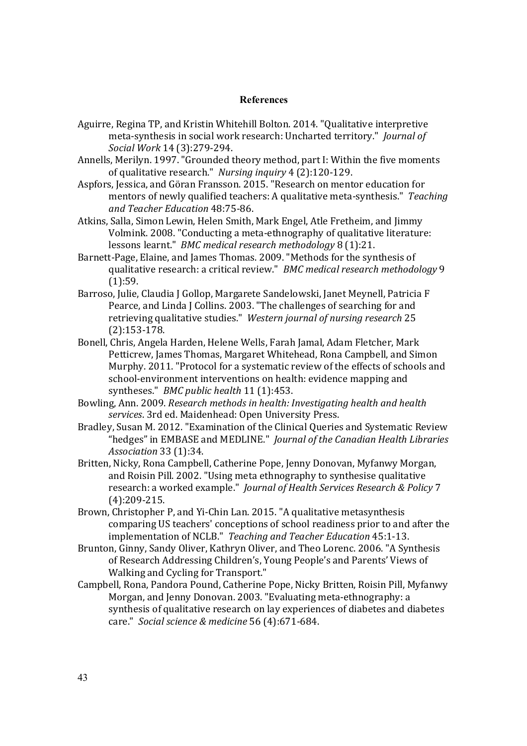# References

Aguirre, Regina TP, and Kristin Whitehill Bolton. 2014. "Qualitative interpretive meta-synthesis in social work research: Uncharted territory." *Journal of Social Work* 14 (3):279-294.

Annells, Merilyn. 1997. "Grounded theory method, part I: Within the five moments of qualitative research." *Nursing inquiry* 4 (2):120-129.

Aspfors, Jessica, and Göran Fransson. 2015. "Research on mentor education for mentors of newly qualified teachers: A qualitative meta-synthesis." *Teaching and Teacher Education* 48:75-86.

Atkins, Salla, Simon Lewin, Helen Smith, Mark Engel, Atle Fretheim, and Jimmy Volmink. 2008. "Conducting a meta-ethnography of qualitative literature: lessons learnt." *BMC medical research methodology* 8 (1):21.

Barnett-Page, Elaine, and James Thomas. 2009. "Methods for the synthesis of qualitative research: a critical review." *BMC medical research methodology* 9 (1):59.

Barroso, Julie, Claudia J Gollop, Margarete Sandelowski, Janet Meynell, Patricia F Pearce, and Linda J Collins. 2003. "The challenges of searching for and retrieving qualitative studies." *Western journal of nursing research* 25 (2):153-178.

Bonell, Chris, Angela Harden, Helene Wells, Farah Jamal, Adam Fletcher, Mark Petticrew, James Thomas, Margaret Whitehead, Rona Campbell, and Simon Murphy. 2011. "Protocol for a systematic review of the effects of schools and school-environment interventions on health: evidence mapping and syntheses." *BMC public health* 11 (1):453.

Bowling, Ann. 2009. *Research methods in health: Investigating health and health services*. 3rd ed. Maidenhead: Open University Press.

Bradley, Susan M. 2012. "Examination of the Clinical Queries and Systematic Review "hedges" in EMBASE and MEDLINE." *Journal of the Canadian Health Libraries Association* 33 (1):34.

Britten, Nicky, Rona Campbell, Catherine Pope, Jenny Donovan, Myfanwy Morgan, and Roisin Pill. 2002. "Using meta ethnography to synthesise qualitative research: a worked example." *Journal of Health Services Research & Policy* 7 (4):209-215.

Brown, Christopher P, and Yi-Chin Lan. 2015. "A qualitative metasynthesis comparing US teachers' conceptions of school readiness prior to and after the implementation of NCLB." *Teaching and Teacher Education* 45:1-13.

Brunton, Ginny, Sandy Oliver, Kathryn Oliver, and Theo Lorenc. 2006. "A Synthesis of Research Addressing Children's, Young People's and Parents' Views of Walking and Cycling for Transport."

Campbell, Rona, Pandora Pound, Catherine Pope, Nicky Britten, Roisin Pill, Myfanwy Morgan, and Jenny Donovan. 2003. "Evaluating meta-ethnography: a synthesis of qualitative research on lay experiences of diabetes and diabetes care." *Social science & medicine* 56 (4):671-684.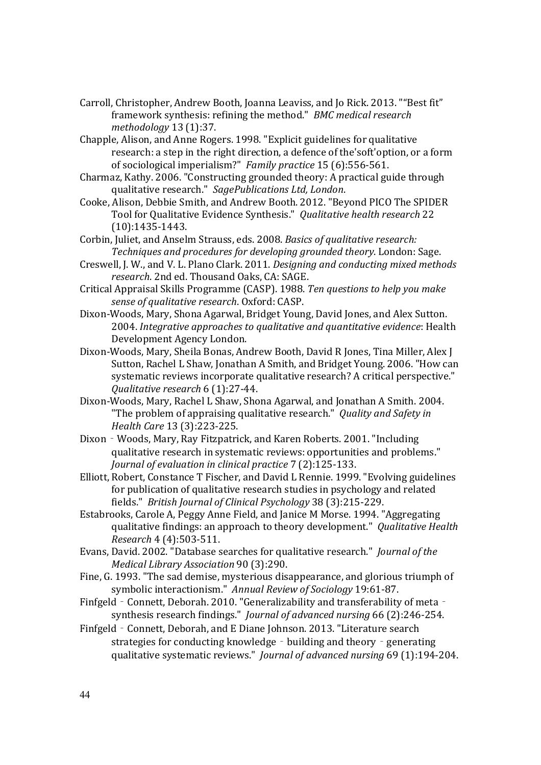Carroll, Christopher, Andrew Booth, Joanna Leaviss, and Jo Rick. 2013. "“Best fit” framework synthesis: refining the method." *BMC medical research methodology* 13 (1):37.

Chapple, Alison, and Anne Rogers. 1998. "Explicit guidelines for qualitative research: a step in the right direction, a defence of the'soft'option, or a form of sociological imperialism?" *Family practice* 15 (6):556-561.

Charmaz, Kathy. 2006. "Constructing grounded theory: A practical guide through qualitative research." *SagePublications Ltd, London*.

Cooke, Alison, Debbie Smith, and Andrew Booth. 2012. "Beyond PICO The SPIDER Tool for Qualitative Evidence Synthesis." *Qualitative health research* 22 (10):1435-1443.

Corbin, Juliet, and Anselm Strauss, eds. 2008. *Basics of qualitative research: Techniques and procedures for developing grounded theory*. London: Sage.

Creswell, J. W., and V. L. Plano Clark. 2011. *Designing and conducting mixed methods research*. 2nd ed. Thousand Oaks, CA: SAGE.

Critical Appraisal Skills Programme (CASP). 1988. *Ten questions to help you make sense of qualitative research*. Oxford: CASP.

Dixon-Woods, Mary, Shona Agarwal, Bridget Young, David Jones, and Alex Sutton. 2004. *Integrative approaches to qualitative and quantitative evidence*: Health Development Agency London.

Dixon-Woods, Mary, Sheila Bonas, Andrew Booth, David R Jones, Tina Miller, Alex J Sutton, Rachel L Shaw, Jonathan A Smith, and Bridget Young. 2006. "How can systematic reviews incorporate qualitative research? A critical perspective." *Qualitative research* 6 (1):27-44.

Dixon-Woods, Mary, Rachel L Shaw, Shona Agarwal, and Jonathan A Smith. 2004. "The problem of appraising qualitative research." *Quality and Safety in Health Care* 13 (3):223-225.

Dixon‐Woods, Mary, Ray Fitzpatrick, and Karen Roberts. 2001. "Including qualitative research in systematic reviews: opportunities and problems." *Journal of evaluation in clinical practice* 7 (2):125-133.

Elliott, Robert, Constance T Fischer, and David L Rennie. 1999. "Evolving guidelines for publication of qualitative research studies in psychology and related fields." *British Journal of Clinical Psychology* 38 (3):215-229.

Estabrooks, Carole A, Peggy Anne Field, and Janice M Morse. 1994. "Aggregating qualitative findings: an approach to theory development." *Qualitative Health Research* 4 (4):503-511.

Evans, David. 2002. "Database searches for qualitative research." *Journal of the Medical Library Association* 90 (3):290.

Fine, G. 1993. "The sad demise, mysterious disappearance, and glorious triumph of symbolic interactionism." *Annual Review of Sociology* 19:61-87.

Finfgeld‐Connett, Deborah. 2010. "Generalizability and transferability of meta‐synthesis research findings." *Journal of advanced nursing* 66 (2):246-254.

Finfgeld‐Connett, Deborah, and E Diane Johnson. 2013. "Literature search strategies for conducting knowledge‐building and theory‐generating qualitative systematic reviews." *Journal of advanced nursing* 69 (1):194-204.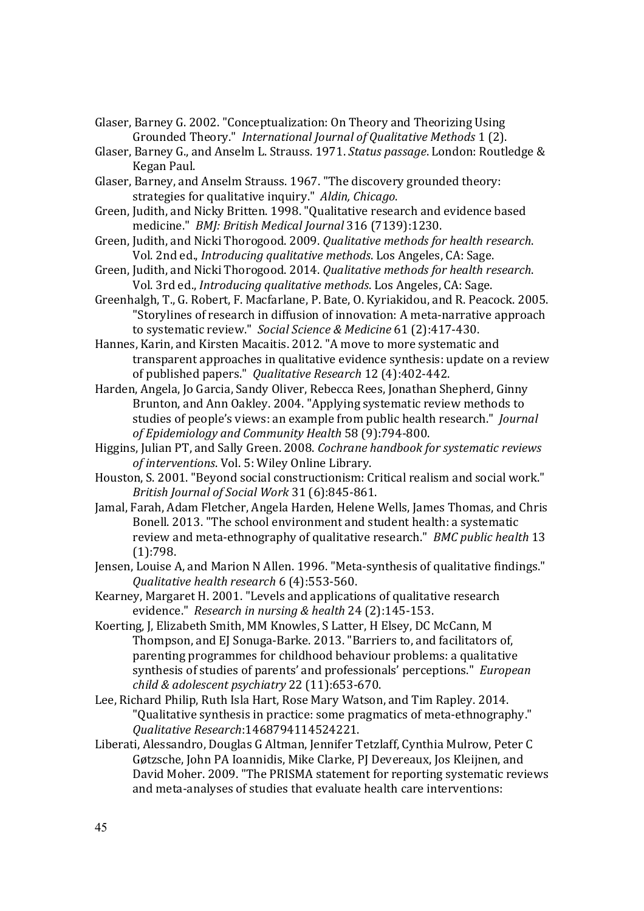Glaser, Barney G. 2002. "Conceptualization: On Theory and Theorizing Using Grounded Theory." *International Journal of Qualitative Methods* 1 (2).

Glaser, Barney G., and Anselm L. Strauss. 1971. *Status passage*. London: Routledge & Kegan Paul.

Glaser, Barney, and Anselm Strauss. 1967. "The discovery grounded theory: strategies for qualitative inquiry." *Aldin, Chicago*.

Green, Judith, and Nicky Britten. 1998. "Qualitative research and evidence based medicine." *BMJ: British Medical Journal* 316 (7139):1230.

Green, Judith, and Nicki Thorogood. 2009. *Qualitative methods for health research*. Vol. 2nd ed., *Introducing qualitative methods*. Los Angeles, CA: Sage.

Green, Judith, and Nicki Thorogood. 2014. *Qualitative methods for health research*. Vol. 3rd ed., *Introducing qualitative methods*. Los Angeles, CA: Sage.

Greenhalgh, T., G. Robert, F. Macfarlane, P. Bate, O. Kyriakidou, and R. Peacock. 2005. "Storylines of research in diffusion of innovation: A meta-narrative approach to systematic review." *Social Science & Medicine* 61 (2):417-430.

Hannes, Karin, and Kirsten Macaitis. 2012. "A move to more systematic and transparent approaches in qualitative evidence synthesis: update on a review of published papers." *Qualitative Research* 12 (4):402-442.

Harden, Angela, Jo Garcia, Sandy Oliver, Rebecca Rees, Jonathan Shepherd, Ginny Brunton, and Ann Oakley. 2004. "Applying systematic review methods to studies of people's views: an example from public health research." *Journal of Epidemiology and Community Health* 58 (9):794-800.

Higgins, Julian PT, and Sally Green. 2008. *Cochrane handbook for systematic reviews of interventions*. Vol. 5: Wiley Online Library.

Houston, S. 2001. "Beyond social constructionism: Critical realism and social work." *British Journal of Social Work* 31 (6):845-861.

Jamal, Farah, Adam Fletcher, Angela Harden, Helene Wells, James Thomas, and Chris Bonell. 2013. "The school environment and student health: a systematic review and meta-ethnography of qualitative research." *BMC public health* 13 (1):798.

Jensen, Louise A, and Marion N Allen. 1996. "Meta-synthesis of qualitative findings." *Qualitative health research* 6 (4):553-560.

Kearney, Margaret H. 2001. "Levels and applications of qualitative research evidence." *Research in nursing & health* 24 (2):145-153.

Koerting, J, Elizabeth Smith, MM Knowles, S Latter, H Elsey, DC McCann, M Thompson, and EJ Sonuga-Barke. 2013. "Barriers to, and facilitators of, parenting programmes for childhood behaviour problems: a qualitative synthesis of studies of parents' and professionals' perceptions." *European child & adolescent psychiatry* 22 (11):653-670.

Lee, Richard Philip, Ruth Isla Hart, Rose Mary Watson, and Tim Rapley. 2014. "Qualitative synthesis in practice: some pragmatics of meta-ethnography." *Qualitative Research*:1468794114524221.

Liberati, Alessandro, Douglas G Altman, Jennifer Tetzlaff, Cynthia Mulrow, Peter C Gøtzsche, John PA Ioannidis, Mike Clarke, PJ Devereaux, Jos Kleijnen, and David Moher. 2009. "The PRISMA statement for reporting systematic reviews and meta-analyses of studies that evaluate health care interventions: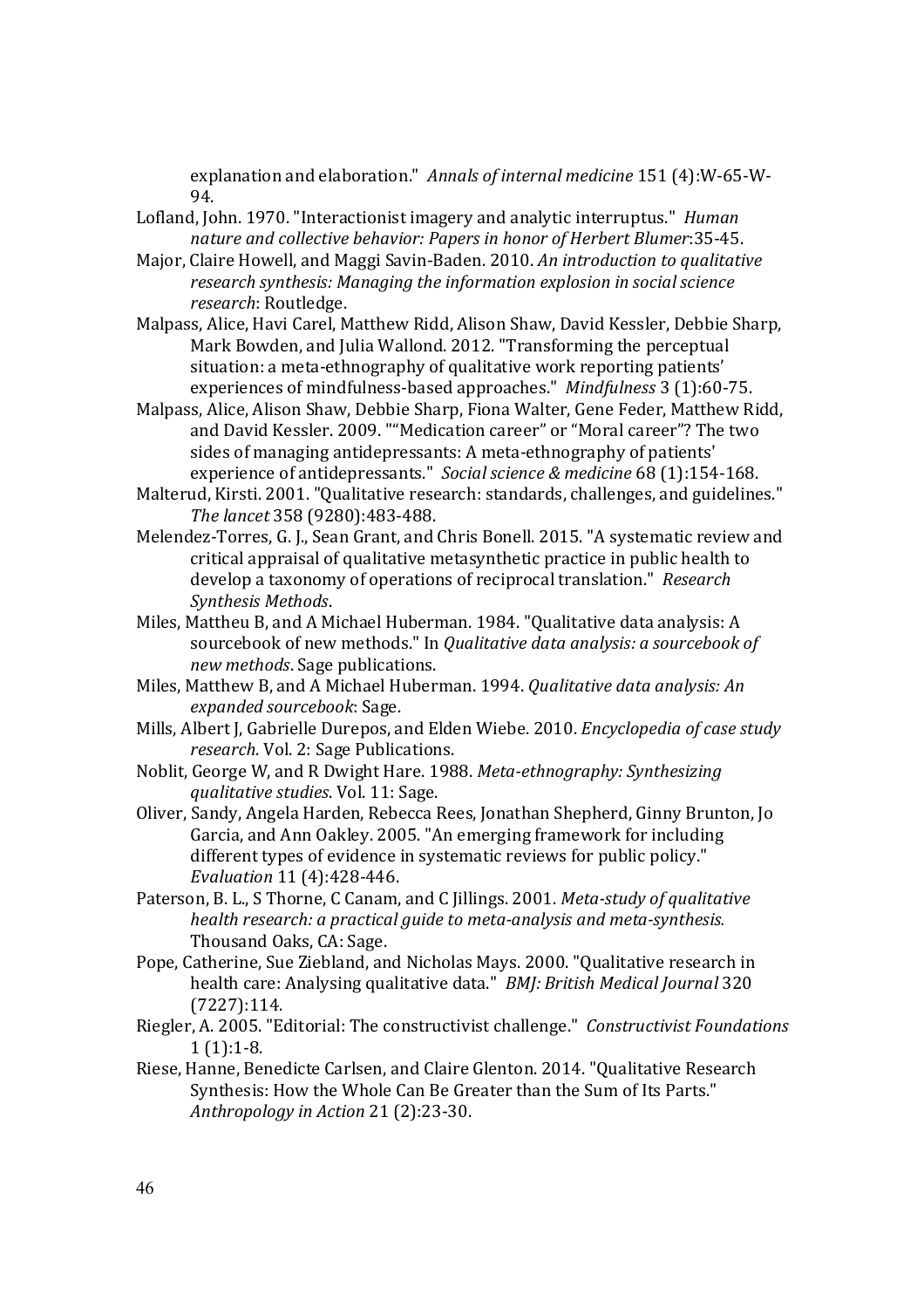explanation and elaboration." *Annals of internal medicine* 151 (4):W-65-W-94.

Lofland, John. 1970. "Interactionist imagery and analytic interruptus." *Human nature and collective behavior: Papers in honor of Herbert Blumer*:35-45.

Major, Claire Howell, and Maggi Savin-Baden. 2010. *An introduction to qualitative research synthesis: Managing the information explosion in social science research*: Routledge.

Malpass, Alice, Havi Carel, Matthew Ridd, Alison Shaw, David Kessler, Debbie Sharp, Mark Bowden, and Julia Wallond. 2012. "Transforming the perceptual situation: a meta-ethnography of qualitative work reporting patients' experiences of mindfulness-based approaches." *Mindfulness* 3 (1):60-75.

Malpass, Alice, Alison Shaw, Debbie Sharp, Fiona Walter, Gene Feder, Matthew Ridd, and David Kessler. 2009. ""Medication career" or "Moral career"? The two sides of managing antidepressants: A meta-ethnography of patients' experience of antidepressants." *Social science & medicine* 68 (1):154-168.

Malterud, Kirsti. 2001. "Qualitative research: standards, challenges, and guidelines." *The lancet* 358 (9280):483-488.

Melendez-Torres, G. J., Sean Grant, and Chris Bonell. 2015. "A systematic review and critical appraisal of qualitative metasynthetic practice in public health to develop a taxonomy of operations of reciprocal translation." *Research Synthesis Methods*.

Miles, Mattheu B, and A Michael Huberman. 1984. "Qualitative data analysis: A sourcebook of new methods." In *Qualitative data analysis: a sourcebook of new methods*. Sage publications.

Miles, Matthew B, and A Michael Huberman. 1994. *Qualitative data analysis: An expanded sourcebook*: Sage.

Mills, Albert J, Gabrielle Durepos, and Elden Wiebe. 2010. *Encyclopedia of case study research*. Vol. 2: Sage Publications.

Noblit, George W, and R Dwight Hare. 1988. *Meta-ethnography: Synthesizing qualitative studies*. Vol. 11: Sage.

Oliver, Sandy, Angela Harden, Rebecca Rees, Jonathan Shepherd, Ginny Brunton, Jo Garcia, and Ann Oakley. 2005. "An emerging framework for including different types of evidence in systematic reviews for public policy." *Evaluation* 11 (4):428-446.

Paterson, B. L., S Thorne, C Canam, and C Jillings. 2001. *Meta-study of qualitative health research: a practical guide to meta-analysis and meta-synthesis.* Thousand Oaks, CA: Sage.

Pope, Catherine, Sue Ziebland, and Nicholas Mays. 2000. "Qualitative research in health care: Analysing qualitative data." *BMJ: British Medical Journal* 320 (7227):114.

Riegler, A. 2005. "Editorial: The constructivist challenge." *Constructivist Foundations* 1 (1):1-8.

Riese, Hanne, Benedicte Carlsen, and Claire Glenton. 2014. "Qualitative Research Synthesis: How the Whole Can Be Greater than the Sum of Its Parts." *Anthropology in Action* 21 (2):23-30.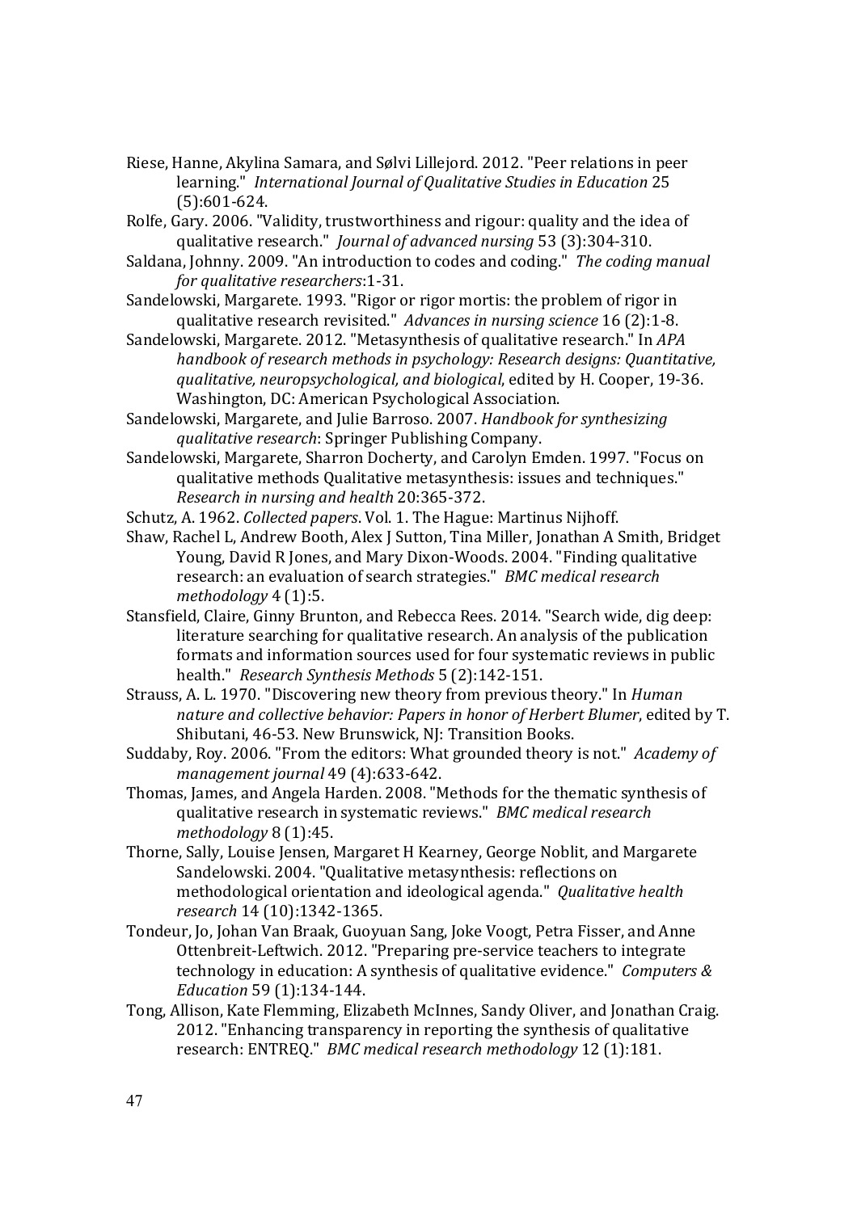Riese, Hanne, Akylina Samara, and Sølvi Lillejord. 2012. "Peer relations in peer learning." *International Journal of Qualitative Studies in Education* 25 (5):601-624.

Rolfe, Gary. 2006. "Validity, trustworthiness and rigour: quality and the idea of qualitative research." *Journal of advanced nursing* 53 (3):304-310.

Saldana, Johnny. 2009. "An introduction to codes and coding." *The coding manual for qualitative researchers*:1-31.

Sandelowski, Margarete. 1993. "Rigor or rigor mortis: the problem of rigor in qualitative research revisited." *Advances in nursing science* 16 (2):1-8.

Sandelowski, Margarete. 2012. "Metasynthesis of qualitative research." In *APA handbook of research methods in psychology: Research designs: Quantitative, qualitative, neuropsychological, and biological*, edited by H. Cooper, 19-36. Washington, DC: American Psychological Association.

Sandelowski, Margarete, and Julie Barroso. 2007. *Handbook for synthesizing qualitative research*: Springer Publishing Company.

Sandelowski, Margarete, Sharron Docherty, and Carolyn Emden. 1997. "Focus on qualitative methods Qualitative metasynthesis: issues and techniques." *Research in nursing and health* 20:365-372.

Schutz, A. 1962. *Collected papers*. Vol. 1. The Hague: Martinus Nijhoff.

Shaw, Rachel L, Andrew Booth, Alex J Sutton, Tina Miller, Jonathan A Smith, Bridget Young, David R Jones, and Mary Dixon-Woods. 2004. "Finding qualitative research: an evaluation of search strategies." *BMC medical research methodology* 4 (1):5.

Stansfield, Claire, Ginny Brunton, and Rebecca Rees. 2014. "Search wide, dig deep: literature searching for qualitative research. An analysis of the publication formats and information sources used for four systematic reviews in public health." *Research Synthesis Methods* 5 (2):142-151.

Strauss, A. L. 1970. "Discovering new theory from previous theory." In *Human nature and collective behavior: Papers in honor of Herbert Blumer*, edited by T. Shibutani, 46-53. New Brunswick, NJ: Transition Books.

Suddaby, Roy. 2006. "From the editors: What grounded theory is not." *Academy of management journal* 49 (4):633-642.

Thomas, James, and Angela Harden. 2008. "Methods for the thematic synthesis of qualitative research in systematic reviews." *BMC medical research methodology* 8 (1):45.

Thorne, Sally, Louise Jensen, Margaret H Kearney, George Noblit, and Margarete Sandelowski. 2004. "Qualitative metasynthesis: reflections on methodological orientation and ideological agenda." *Qualitative health research* 14 (10):1342-1365.

Tondeur, Jo, Johan Van Braak, Guoyuan Sang, Joke Voogt, Petra Fisser, and Anne Ottenbreit-Leftwich. 2012. "Preparing pre-service teachers to integrate technology in education: A synthesis of qualitative evidence." *Computers & Education* 59 (1):134-144.

Tong, Allison, Kate Flemming, Elizabeth McInnes, Sandy Oliver, and Jonathan Craig. 2012. "Enhancing transparency in reporting the synthesis of qualitative research: ENTREQ." *BMC medical research methodology* 12 (1):181.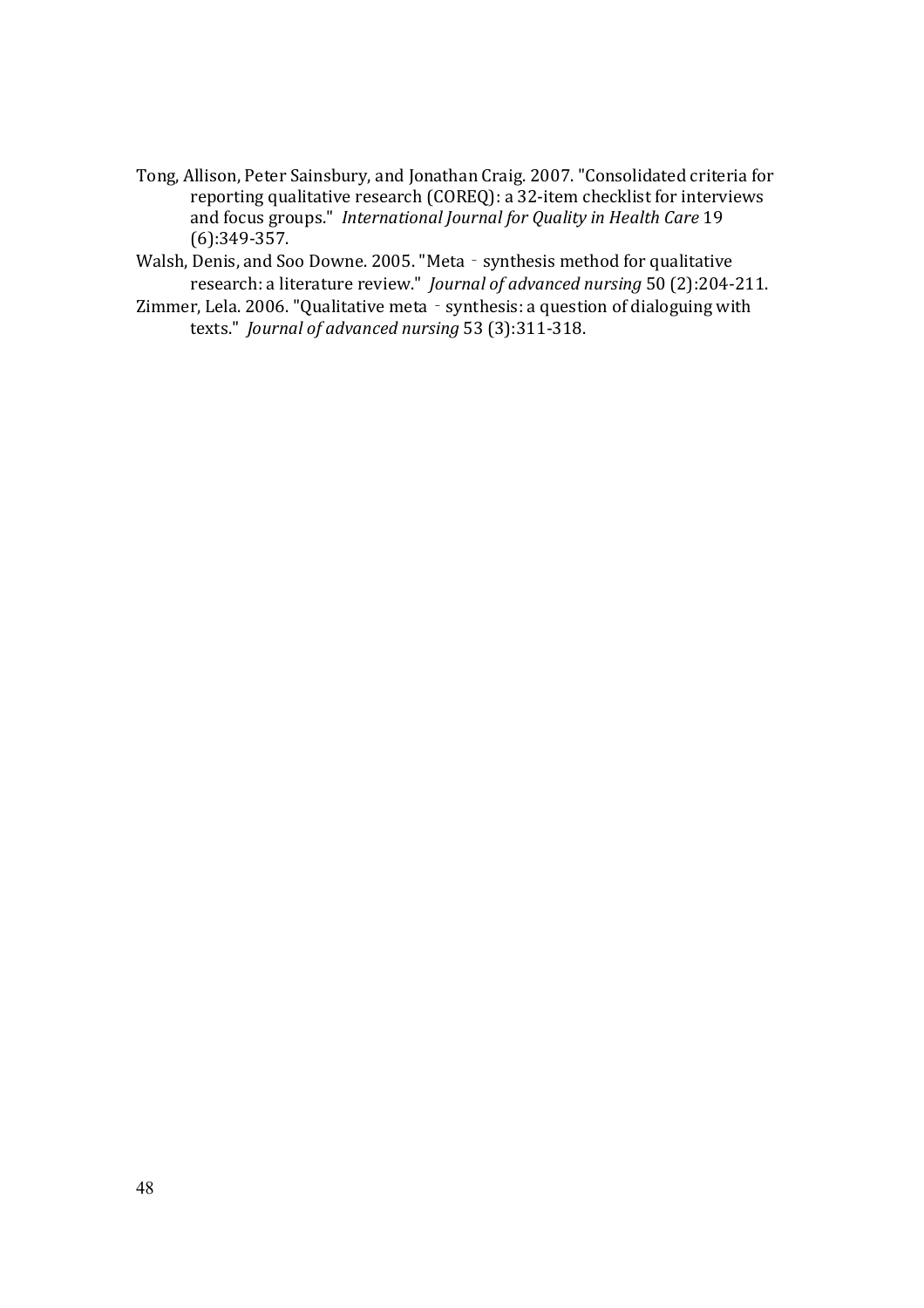Tong, Allison, Peter Sainsbury, and Jonathan Craig. 2007. "Consolidated criteria for reporting qualitative research (COREQ): a 32-item checklist for interviews and focus groups." *International Journal for Quality in Health Care* 19 (6):349-357.

Walsh, Denis, and Soo Downe. 2005. "Meta‐synthesis method for qualitative research: a literature review." *Journal of advanced nursing* 50 (2):204-211.

Zimmer, Lela. 2006. "Qualitative meta‐synthesis: a question of dialoguing with texts." *Journal of advanced nursing* 53 (3):311-318.